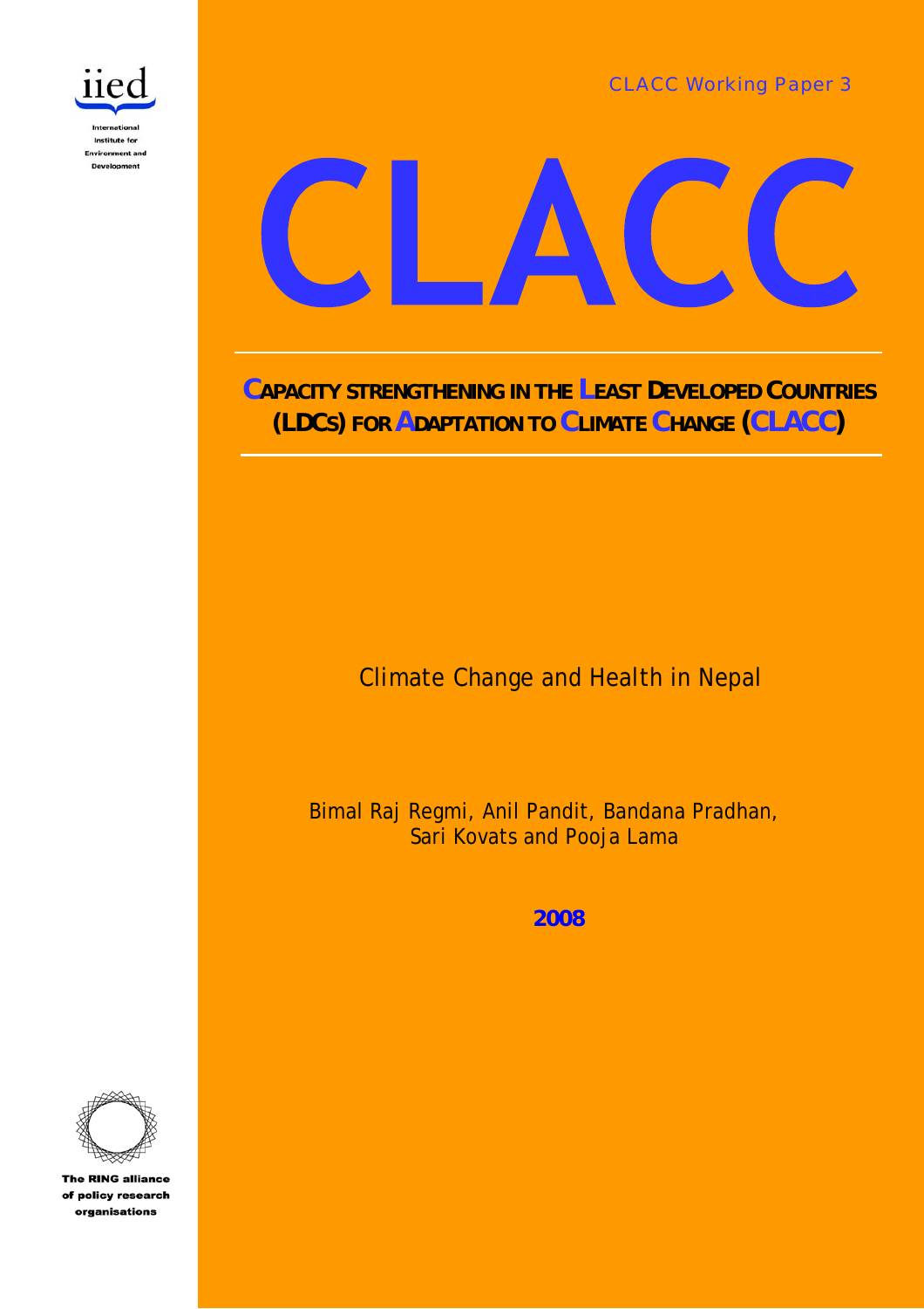iied

International Institute for Environment and Development

CLACC Working Paper 3

# CLACC

## CAPACITY STRENGTHENING IN THE LEAST DEVELOPED COUNTRIES (LDCS) FOR ADAPTATION TO CLIMATE CHANGE (CLACC)

Climate Change and Health in Nepal

Bimal Raj Regmi, Anil Pandit, Bandana Pradhan, Sari Kovats and Pooja Lama

**2008**

The RING alliance of policy research organisations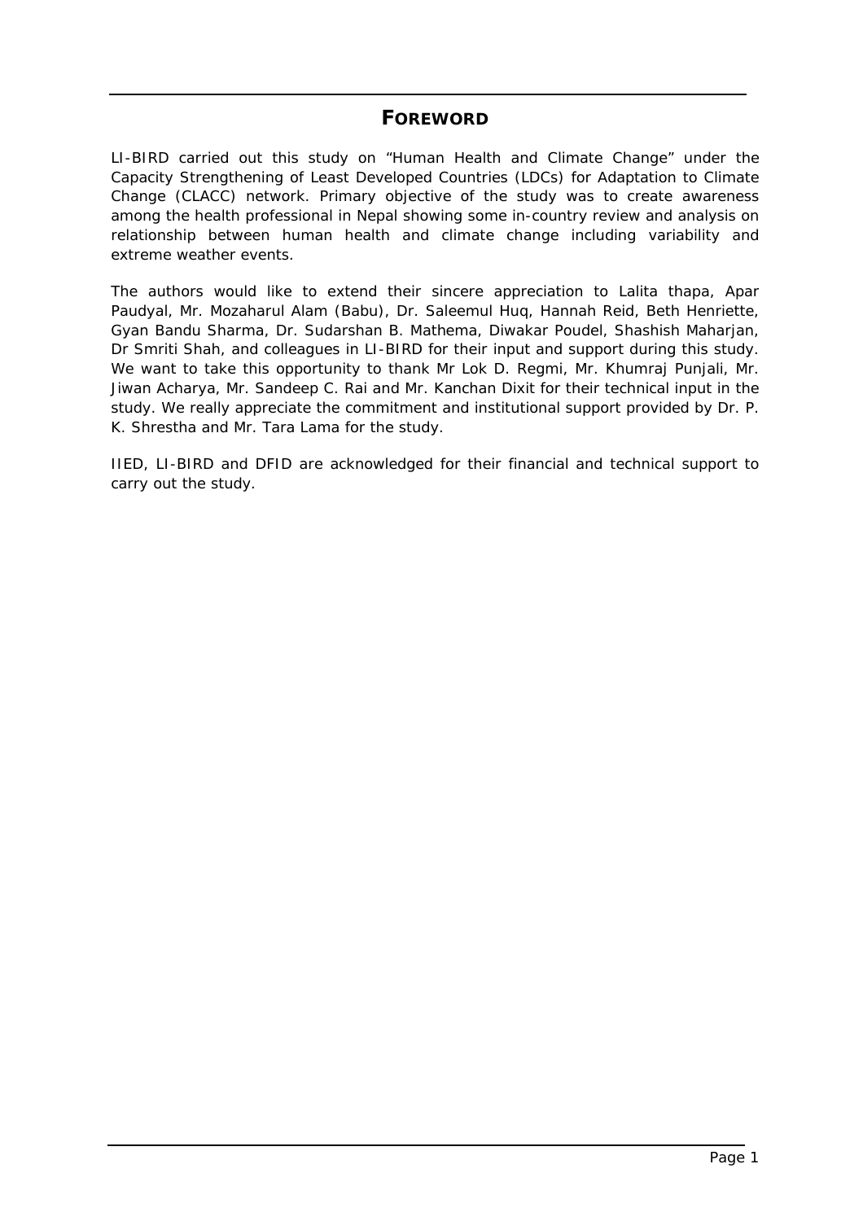# FOREWORD

LI-BIRD carried out this study on "Human Health and Climate Change" under the Capacity Strengthening of Least Developed Countries (LDCs) for Adaptation to Climate Change (CLACC) network. Primary objective of the study was to create awareness among the health professional in Nepal showing some in-country review and analysis on relationship between human health and climate change including variability and extreme weather events.

The authors would like to extend their sincere appreciation to Lalita thapa, Apar Paudyal, Mr. Mozaharul Alam (Babu), Dr. Saleemul Huq, Hannah Reid, Beth Henriette, Gyan Bandu Sharma, Dr. Sudarshan B. Mathema, Diwakar Poudel, Shashish Maharjan, Dr Smriti Shah, and colleagues in LI-BIRD for their input and support during this study. We want to take this opportunity to thank Mr Lok D. Regmi, Mr. Khumraj Punjali, Mr. Jiwan Acharya, Mr. Sandeep C. Rai and Mr. Kanchan Dixit for their technical input in the study. We really appreciate the commitment and institutional support provided by Dr. P. K. Shrestha and Mr. Tara Lama for the study.

IIED, LI-BIRD and DFID are acknowledged for their financial and technical support to carry out the study.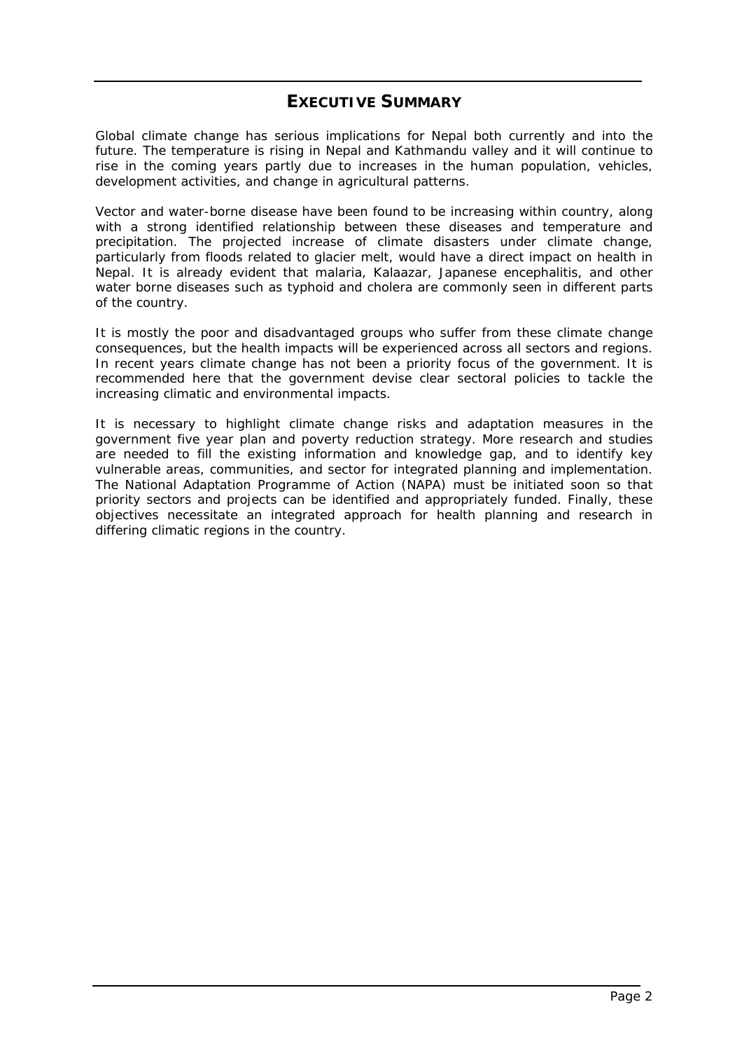# Executive Summary

Global climate change has serious implications for Nepal both currently and into the future. The temperature is rising in Nepal and Kathmandu valley and it will continue to rise in the coming years partly due to increases in the human population, vehicles, development activities, and change in agricultural patterns.

Vector and water-borne disease have been found to be increasing within country, along with a strong identified relationship between these diseases and temperature and precipitation. The projected increase of climate disasters under climate change, particularly from floods related to glacier melt, would have a direct impact on health in Nepal. It is already evident that malaria, Kalaazar, Japanese encephalitis, and other water borne diseases such as typhoid and cholera are commonly seen in different parts of the country.

It is mostly the poor and disadvantaged groups who suffer from these climate change consequences, but the health impacts will be experienced across all sectors and regions. In recent years climate change has not been a priority focus of the government. It is recommended here that the government devise clear sectoral policies to tackle the increasing climatic and environmental impacts.

It is necessary to highlight climate change risks and adaptation measures in the government five year plan and poverty reduction strategy. More research and studies are needed to fill the existing information and knowledge gap, and to identify key vulnerable areas, communities, and sector for integrated planning and implementation. The National Adaptation Programme of Action (NAPA) must be initiated soon so that priority sectors and projects can be identified and appropriately funded. Finally, these objectives necessitate an integrated approach for health planning and research in differing climatic regions in the country.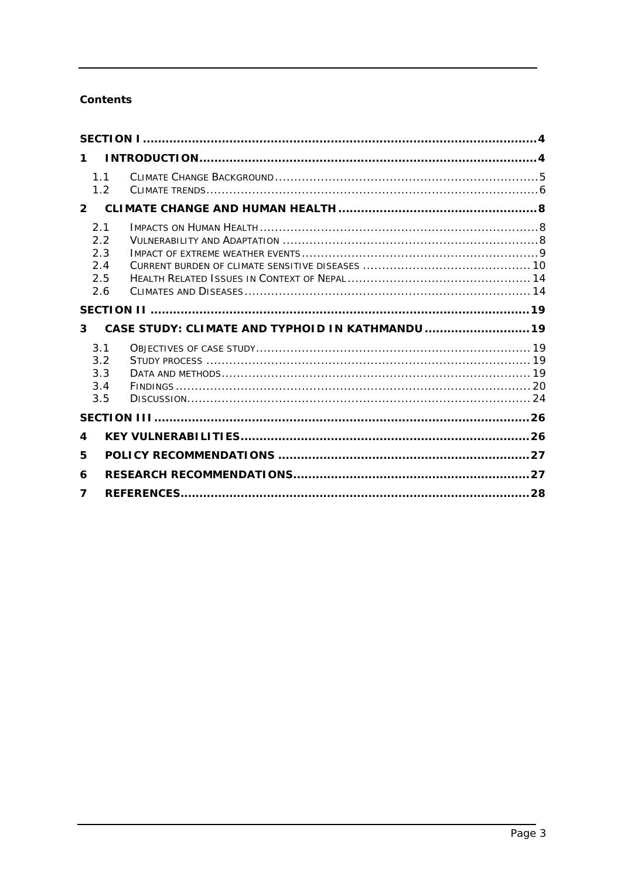**Contents**

- **SECTION I** .... **4**
- **1 INTRODUCTION** .... **4**
  - 1.1 CLIMATE CHANGE BACKGROUND .... 5
  - 1.2 CLIMATE TRENDS .... 6
- **2 CLIMATE CHANGE AND HUMAN HEALTH** .... **8**
  - 2.1 IMPACTS ON HUMAN HEALTH .... 8
  - 2.2 VULNERABILITY AND ADAPTATION .... 8
  - 2.3 IMPACT OF EXTREME WEATHER EVENTS .... 9
  - 2.4 CURRENT BURDEN OF CLIMATE SENSITIVE DISEASES .... 10
  - 2.5 HEALTH RELATED ISSUES IN CONTEXT OF NEPAL .... 14
  - 2.6 CLIMATES AND DISEASES .... 14
- **SECTION II** .... **19**
- **3 CASE STUDY: CLIMATE AND TYPHOID IN KATHMANDU** .... **19**
  - 3.1 OBJECTIVES OF CASE STUDY .... 19
  - 3.2 STUDY PROCESS .... 19
  - 3.3 DATA AND METHODS .... 19
  - 3.4 FINDINGS .... 20
  - 3.5 DISCUSSION .... 24
- **SECTION III** .... **26**
- **4 KEY VULNERABILITIES** .... **26**
- **5 POLICY RECOMMENDATIONS** .... **27**
- **6 RESEARCH RECOMMENDATIONS** .... **27**
- **7 REFERENCES** .... **28**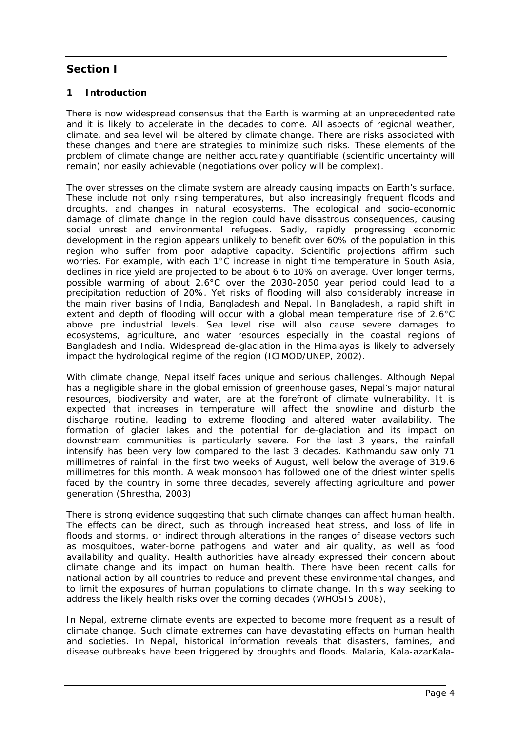## Section I

### 1 Introduction

There is now widespread consensus that the Earth is warming at an unprecedented rate and it is likely to accelerate in the decades to come. All aspects of regional weather, climate, and sea level will be altered by climate change. There are risks associated with these changes and there are strategies to minimize such risks. These elements of the problem of climate change are neither accurately quantifiable (scientific uncertainty will remain) nor easily achievable (negotiations over policy will be complex).

The over stresses on the climate system are already causing impacts on Earth's surface. These include not only rising temperatures, but also increasingly frequent floods and droughts, and changes in natural ecosystems. The ecological and socio-economic damage of climate change in the region could have disastrous consequences, causing social unrest and environmental refugees. Sadly, rapidly progressing economic development in the region appears unlikely to benefit over 60% of the population in this region who suffer from poor adaptive capacity. Scientific projections affirm such worries. For example, with each 1°C increase in night time temperature in South Asia, declines in rice yield are projected to be about 6 to 10% on average. Over longer terms, possible warming of about 2.6°C over the 2030-2050 year period could lead to a precipitation reduction of 20%. Yet risks of flooding will also considerably increase in the main river basins of India, Bangladesh and Nepal. In Bangladesh, a rapid shift in extent and depth of flooding will occur with a global mean temperature rise of 2.6°C above pre industrial levels. Sea level rise will also cause severe damages to ecosystems, agriculture, and water resources especially in the coastal regions of Bangladesh and India. Widespread de-glaciation in the Himalayas is likely to adversely impact the hydrological regime of the region (ICIMOD/UNEP, 2002).

With climate change, Nepal itself faces unique and serious challenges. Although Nepal has a negligible share in the global emission of greenhouse gases, Nepal's major natural resources, biodiversity and water, are at the forefront of climate vulnerability. It is expected that increases in temperature will affect the snowline and disturb the discharge routine, leading to extreme flooding and altered water availability. The formation of glacier lakes and the potential for de-glaciation and its impact on downstream communities is particularly severe. For the last 3 years, the rainfall intensify has been very low compared to the last 3 decades. Kathmandu saw only 71 millimetres of rainfall in the first two weeks of August, well below the average of 319.6 millimetres for this month. A weak monsoon has followed one of the driest winter spells faced by the country in some three decades, severely affecting agriculture and power generation (Shrestha, 2003)

There is strong evidence suggesting that such climate changes can affect human health. The effects can be direct, such as through increased heat stress, and loss of life in floods and storms, or indirect through alterations in the ranges of disease vectors such as mosquitoes, water-borne pathogens and water and air quality, as well as food availability and quality. Health authorities have already expressed their concern about climate change and its impact on human health. There have been recent calls for national action by all countries to reduce and prevent these environmental changes, and to limit the exposures of human populations to climate change. In this way seeking to address the likely health risks over the coming decades (WHOSIS 2008),

In Nepal, extreme climate events are expected to become more frequent as a result of climate change. Such climate extremes can have devastating effects on human health and societies. In Nepal, historical information reveals that disasters, famines, and disease outbreaks have been triggered by droughts and floods. Malaria, Kala-azarKala-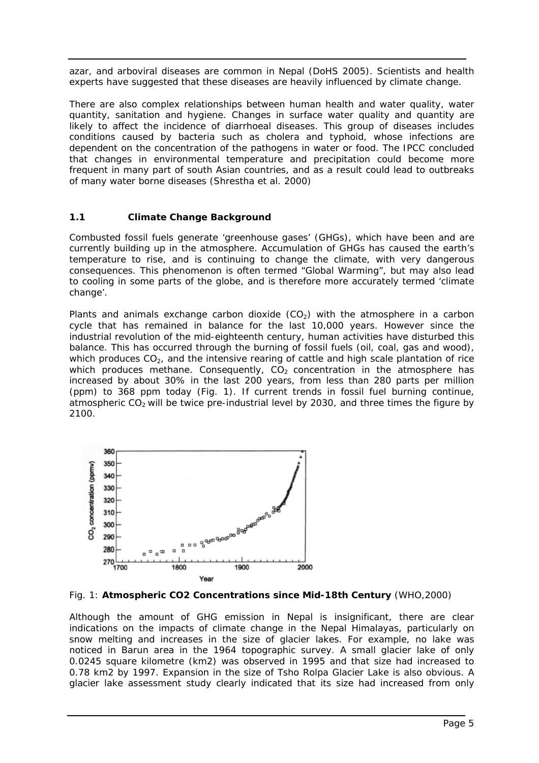azar, and arboviral diseases are common in Nepal (DoHS 2005). Scientists and health experts have suggested that these diseases are heavily influenced by climate change.

There are also complex relationships between human health and water quality, water quantity, sanitation and hygiene. Changes in surface water quality and quantity are likely to affect the incidence of diarrhoeal diseases. This group of diseases includes conditions caused by bacteria such as cholera and typhoid, whose infections are dependent on the concentration of the pathogens in water or food. The IPCC concluded that changes in environmental temperature and precipitation could become more frequent in many part of south Asian countries, and as a result could lead to outbreaks of many water borne diseases (Shrestha et al. 2000)

### 1.1 Climate Change Background

Combusted fossil fuels generate 'greenhouse gases' (GHGs), which have been and are currently building up in the atmosphere. Accumulation of GHGs has caused the earth's temperature to rise, and is continuing to change the climate, with very dangerous consequences. This phenomenon is often termed "Global Warming", but may also lead to cooling in some parts of the globe, and is therefore more accurately termed 'climate change'.

Plants and animals exchange carbon dioxide ($CO_2$) with the atmosphere in a carbon cycle that has remained in balance for the last 10,000 years. However since the industrial revolution of the mid-eighteenth century, human activities have disturbed this balance. This has occurred through the burning of fossil fuels (oil, coal, gas and wood), which produces $CO_2$, and the intensive rearing of cattle and high scale plantation of rice which produces methane. Consequently, $CO_2$ concentration in the atmosphere has increased by about 30% in the last 200 years, from less than 280 parts per million (ppm) to 368 ppm today (Fig. 1). If current trends in fossil fuel burning continue, atmospheric $CO_2$ will be twice pre-industrial level by 2030, and three times the figure by 2100.

Fig. 1: **Atmospheric CO2 Concentrations since Mid-18th Century** (WHO,2000)

Although the amount of GHG emission in Nepal is insignificant, there are clear indications on the impacts of climate change in the Nepal Himalayas, particularly on snow melting and increases in the size of glacier lakes. For example, no lake was noticed in Barun area in the 1964 topographic survey. A small glacier lake of only 0.0245 square kilometre (km2) was observed in 1995 and that size had increased to 0.78 km2 by 1997. Expansion in the size of Tsho Rolpa Glacier Lake is also obvious. A glacier lake assessment study clearly indicated that its size had increased from only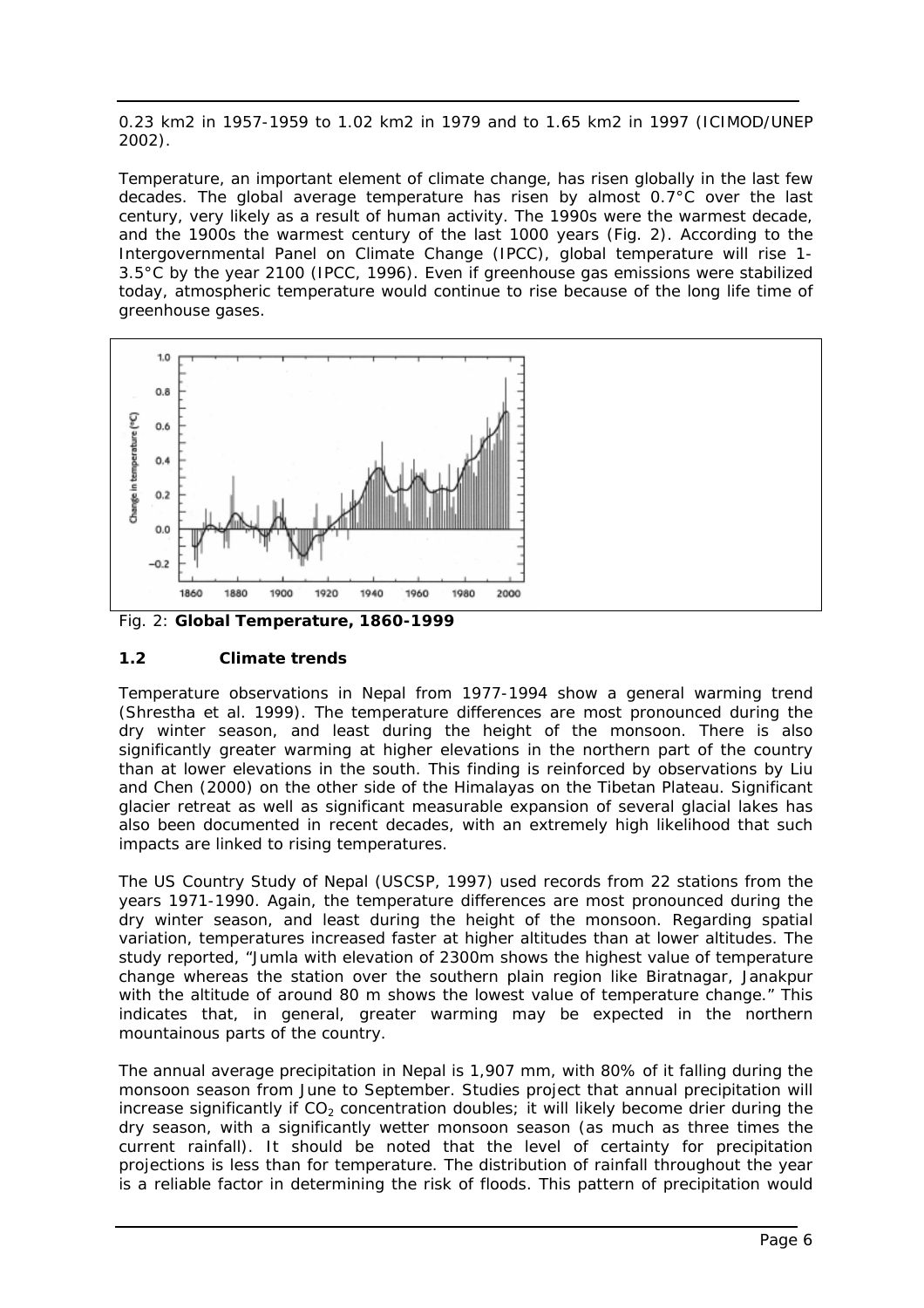0.23 km2 in 1957-1959 to 1.02 km2 in 1979 and to 1.65 km2 in 1997 (ICIMOD/UNEP 2002).

Temperature, an important element of climate change, has risen globally in the last few decades. The global average temperature has risen by almost 0.7°C over the last century, very likely as a result of human activity. The 1990s were the warmest decade, and the 1900s the warmest century of the last 1000 years (Fig. 2). According to the Intergovernmental Panel on Climate Change (IPCC), global temperature will rise 1-3.5°C by the year 2100 (IPCC, 1996). Even if greenhouse gas emissions were stabilized today, atmospheric temperature would continue to rise because of the long life time of greenhouse gases.

Fig. 2: **Global Temperature, 1860-1999**

### 1.2 Climate trends

Temperature observations in Nepal from 1977-1994 show a general warming trend (Shrestha et al. 1999). The temperature differences are most pronounced during the dry winter season, and least during the height of the monsoon. There is also significantly greater warming at higher elevations in the northern part of the country than at lower elevations in the south. This finding is reinforced by observations by Liu and Chen (2000) on the other side of the Himalayas on the Tibetan Plateau. Significant glacier retreat as well as significant measurable expansion of several glacial lakes has also been documented in recent decades, with an extremely high likelihood that such impacts are linked to rising temperatures.

The US Country Study of Nepal (USCSP, 1997) used records from 22 stations from the years 1971-1990. Again, the temperature differences are most pronounced during the dry winter season, and least during the height of the monsoon. Regarding spatial variation, temperatures increased faster at higher altitudes than at lower altitudes. The study reported, "Jumla with elevation of 2300m shows the highest value of temperature change whereas the station over the southern plain region like Biratnagar, Janakpur with the altitude of around 80 m shows the lowest value of temperature change." This indicates that, in general, greater warming may be expected in the northern mountainous parts of the country.

The annual average precipitation in Nepal is 1,907 mm, with 80% of it falling during the monsoon season from June to September. Studies project that annual precipitation will increase significantly if $CO_2$ concentration doubles; it will likely become drier during the dry season, with a significantly wetter monsoon season (as much as three times the current rainfall). It should be noted that the level of certainty for precipitation projections is less than for temperature. The distribution of rainfall throughout the year is a reliable factor in determining the risk of floods. This pattern of precipitation would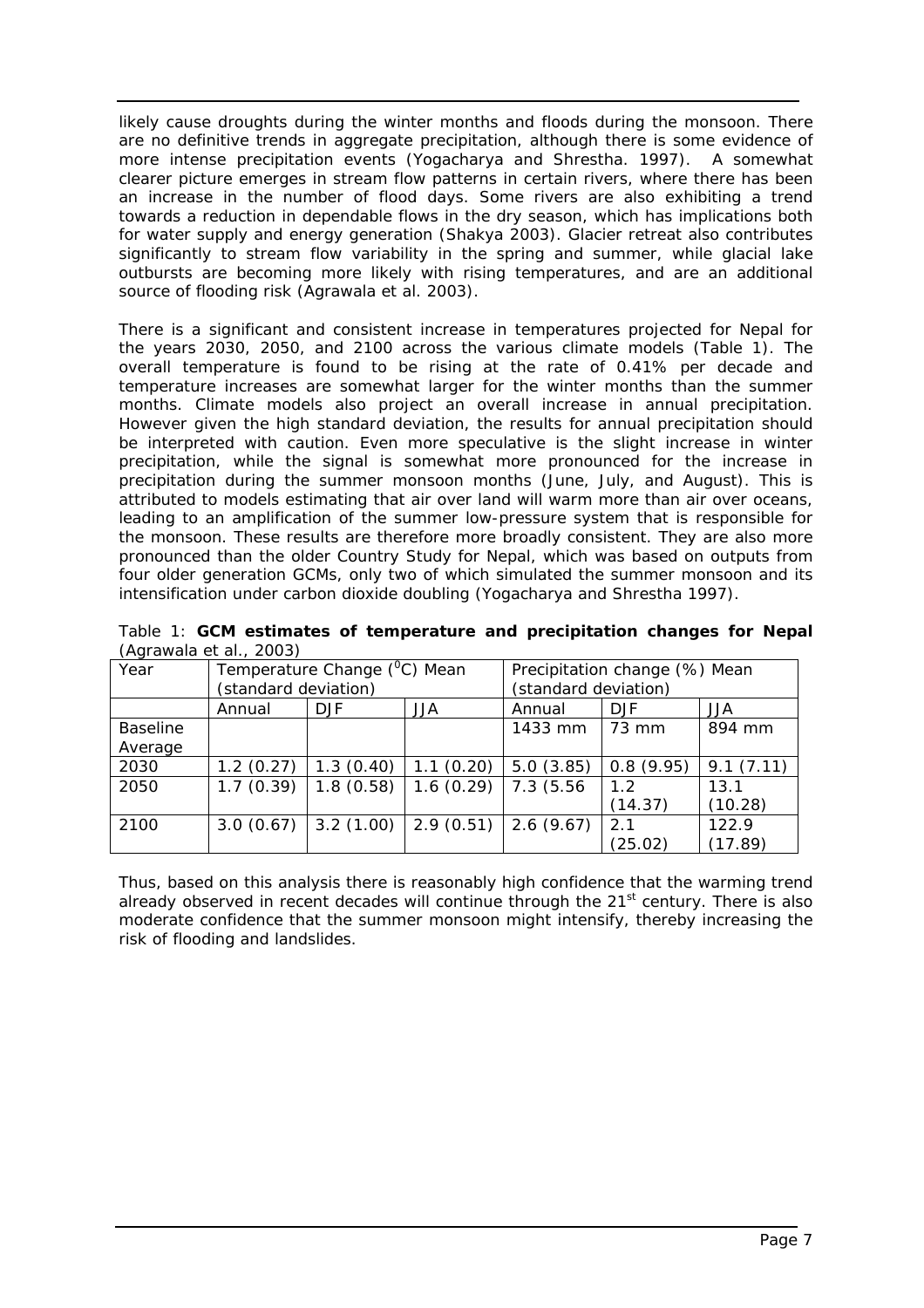likely cause droughts during the winter months and floods during the monsoon. There are no definitive trends in aggregate precipitation, although there is some evidence of more intense precipitation events (Yogacharya and Shrestha. 1997). A somewhat clearer picture emerges in stream flow patterns in certain rivers, where there has been an increase in the number of flood days. Some rivers are also exhibiting a trend towards a reduction in dependable flows in the dry season, which has implications both for water supply and energy generation (Shakya 2003). Glacier retreat also contributes significantly to stream flow variability in the spring and summer, while glacial lake outbursts are becoming more likely with rising temperatures, and are an additional source of flooding risk (Agrawala et al. 2003).

There is a significant and consistent increase in temperatures projected for Nepal for the years 2030, 2050, and 2100 across the various climate models (Table 1). The overall temperature is found to be rising at the rate of 0.41% per decade and temperature increases are somewhat larger for the winter months than the summer months. Climate models also project an overall increase in annual precipitation. However given the high standard deviation, the results for annual precipitation should be interpreted with caution. Even more speculative is the slight increase in winter precipitation, while the signal is somewhat more pronounced for the increase in precipitation during the summer monsoon months (June, July, and August). This is attributed to models estimating that air over land will warm more than air over oceans, leading to an amplification of the summer low-pressure system that is responsible for the monsoon. These results are therefore more broadly consistent. They are also more pronounced than the older Country Study for Nepal, which was based on outputs from four older generation GCMs, only two of which simulated the summer monsoon and its intensification under carbon dioxide doubling (Yogacharya and Shrestha 1997).

Table 1: **GCM estimates of temperature and precipitation changes for Nepal** (Agrawala et al., 2003)

| Year | Temperature Change ($^0$C) Mean (standard deviation) | | | Precipitation change (%) Mean (standard deviation) | | |
|---|---|---|---|---|---|---|
| | Annual | DJF | JJA | Annual | DJF | JJA |
| Baseline Average | | | | 1433 mm | 73 mm | 894 mm |
| 2030 | 1.2 (0.27) | 1.3 (0.40) | 1.1 (0.20) | 5.0 (3.85) | 0.8 (9.95) | 9.1 (7.11) |
| 2050 | 1.7 (0.39) | 1.8 (0.58) | 1.6 (0.29) | 7.3 (5.56 | 1.2 (14.37) | 13.1 (10.28) |
| 2100 | 3.0 (0.67) | 3.2 (1.00) | 2.9 (0.51) | 2.6 (9.67) | 2.1 (25.02) | 122.9 (17.89) |

Thus, based on this analysis there is reasonably high confidence that the warming trend already observed in recent decades will continue through the 21st century. There is also moderate confidence that the summer monsoon might intensify, thereby increasing the risk of flooding and landslides.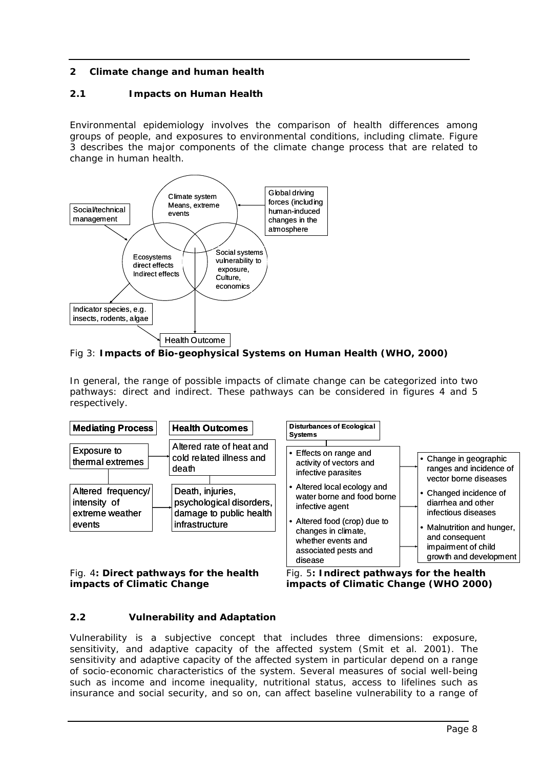## 2 Climate change and human health

### 2.1 Impacts on Human Health

Environmental epidemiology involves the comparison of health differences among groups of people, and exposures to environmental conditions, including climate. Figure 3 describes the major components of the climate change process that are related to change in human health.

- Climate system: Means, extreme events
- Global driving forces (including human-induced changes in the atmosphere
- Social/technical management
- Ecosystems: direct effects, Indirect effects
- Social systems: vulnerability to exposure, Culture, economics
- Indicator species, e.g. insects, rodents, algae
- Health Outcome

Fig 3: **Impacts of Bio-geophysical Systems on Human Health (WHO, 2000)**

In general, the range of possible impacts of climate change can be categorized into two pathways: direct and indirect. These pathways can be considered in figures 4 and 5 respectively.

| Mediating Process | Health Outcomes |
|---|---|
| Exposure to thermal extremes | Altered rate of heat and cold related illness and death |
| Altered frequency/ intensity of extreme weather events | Death, injuries, psychological disorders, damage to public health infrastructure |

Fig. 4**: Direct pathways for the health impacts of Climatic Change**

| Disturbances of Ecological Systems | |
|---|---|
| • Effects on range and activity of vectors and infective parasites | • Change in geographic ranges and incidence of vector borne diseases |
| • Altered local ecology and water borne and food borne infective agent | • Changed incidence of diarrhea and other infectious diseases |
| • Altered food (crop) due to changes in climate, whether events and associated pests and disease | • Malnutrition and hunger, and consequent impairment of child growth and development |

Fig. 5**: Indirect pathways for the health impacts of Climatic Change (WHO 2000)**

### 2.2 Vulnerability and Adaptation

Vulnerability is a subjective concept that includes three dimensions: exposure, sensitivity, and adaptive capacity of the affected system (Smit et al. 2001). The sensitivity and adaptive capacity of the affected system in particular depend on a range of socio-economic characteristics of the system. Several measures of social well-being such as income and income inequality, nutritional status, access to lifelines such as insurance and social security, and so on, can affect baseline vulnerability to a range of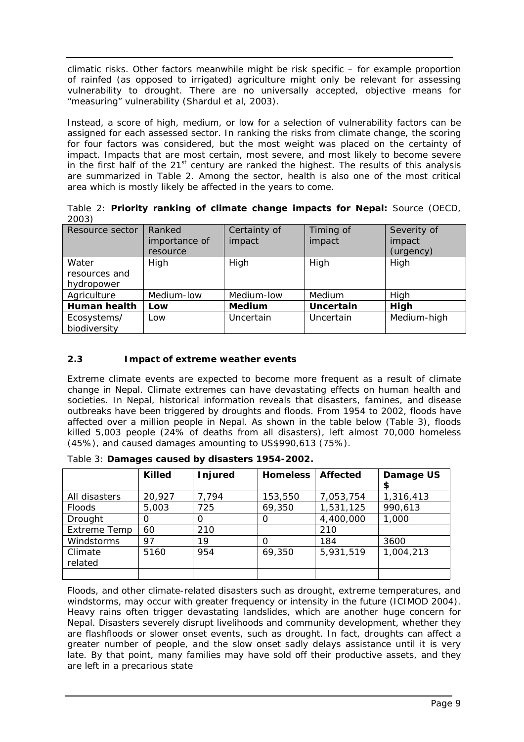climatic risks. Other factors meanwhile might be risk specific – for example proportion of rainfed (as opposed to irrigated) agriculture might only be relevant for assessing vulnerability to drought. There are no universally accepted, objective means for "measuring" vulnerability (Shardul et al, 2003).

Instead, a score of high, medium, or low for a selection of vulnerability factors can be assigned for each assessed sector. In ranking the risks from climate change, the scoring for four factors was considered, but the most weight was placed on the certainty of impact. Impacts that are most certain, most severe, and most likely to become severe in the first half of the 21st century are ranked the highest. The results of this analysis are summarized in Table 2. Among the sector, health is also one of the most critical area which is mostly likely be affected in the years to come.

Table 2: **Priority ranking of climate change impacts for Nepal:** Source (OECD, 2003)

| Resource sector | Ranked importance of resource | Certainty of impact | Timing of impact | Severity of impact (urgency) |
|---|---|---|---|---|
| Water resources and hydropower | High | High | High | High |
| Agriculture | Medium-low | Medium-low | Medium | High |
| **Human health** | **Low** | **Medium** | **Uncertain** | **High** |
| Ecosystems/ biodiversity | Low | Uncertain | Uncertain | Medium-high |

### 2.3 Impact of extreme weather events

Extreme climate events are expected to become more frequent as a result of climate change in Nepal. Climate extremes can have devastating effects on human health and societies. In Nepal, historical information reveals that disasters, famines, and disease outbreaks have been triggered by droughts and floods. From 1954 to 2002, floods have affected over a million people in Nepal. As shown in the table below (Table 3), floods killed 5,003 people (24% of deaths from all disasters), left almost 70,000 homeless (45%), and caused damages amounting to US$990,613 (75%).

Table 3: **Damages caused by disasters 1954-2002.**

| | **Killed** | **Injured** | **Homeless** | **Affected** | **Damage US $** |
|---|---|---|---|---|---|
| All disasters | 20,927 | 7,794 | 153,550 | 7,053,754 | 1,316,413 |
| Floods | 5,003 | 725 | 69,350 | 1,531,125 | 990,613 |
| Drought | 0 | 0 | 0 | 4,400,000 | 1,000 |
| Extreme Temp | 60 | 210 | | 210 | |
| Windstorms | 97 | 19 | 0 | 184 | 3600 |
| Climate related | 5160 | 954 | 69,350 | 5,931,519 | 1,004,213 |
| | | | | | |

Floods, and other climate-related disasters such as drought, extreme temperatures, and windstorms, may occur with greater frequency or intensity in the future (ICIMOD 2004). Heavy rains often trigger devastating landslides, which are another huge concern for Nepal. Disasters severely disrupt livelihoods and community development, whether they are flashfloods or slower onset events, such as drought. In fact, droughts can affect a greater number of people, and the slow onset sadly delays assistance until it is very late. By that point, many families may have sold off their productive assets, and they are left in a precarious state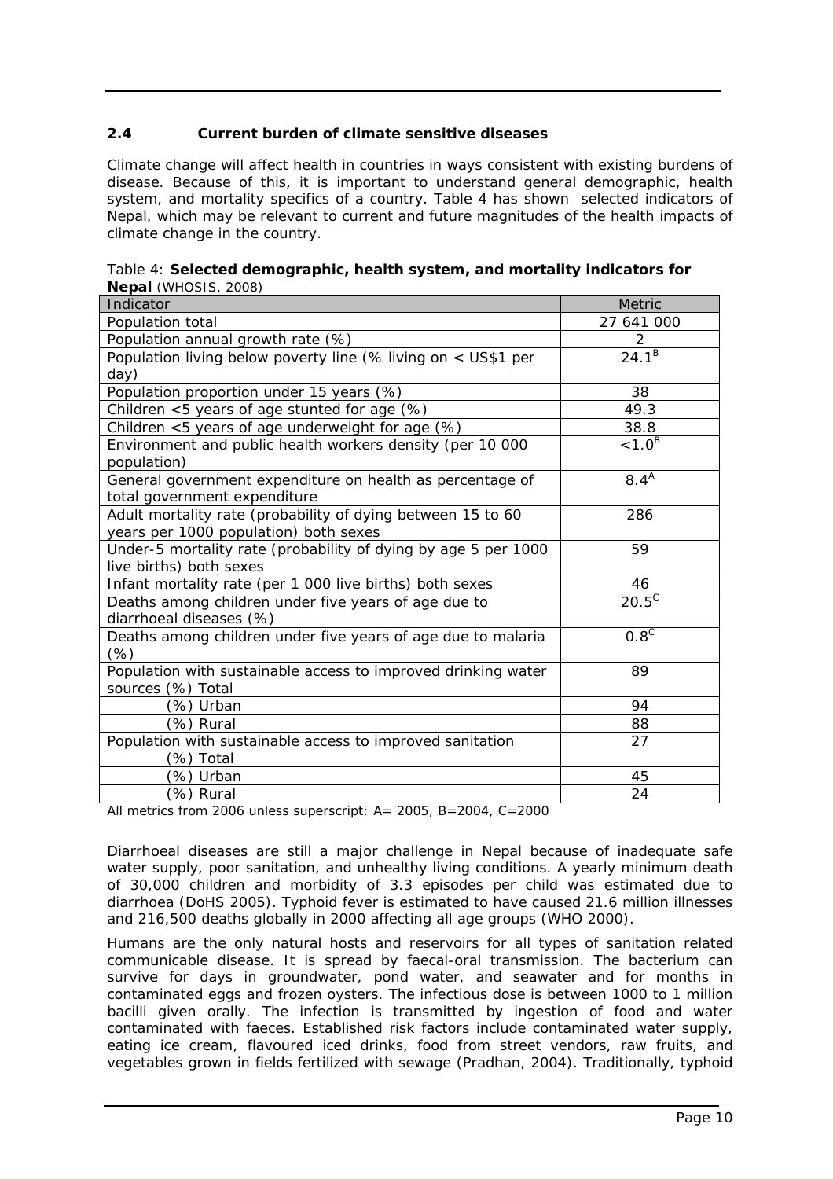### 2.4 Current burden of climate sensitive diseases

Climate change will affect health in countries in ways consistent with existing burdens of disease. Because of this, it is important to understand general demographic, health system, and mortality specifics of a country. Table 4 has shown selected indicators of Nepal, which may be relevant to current and future magnitudes of the health impacts of climate change in the country.

Table 4: **Selected demographic, health system, and mortality indicators for Nepal** (WHOSIS, 2008)

| Indicator | Metric |
|---|---|
| Population total | 27 641 000 |
| Population annual growth rate (%) | 2 |
| Population living below poverty line (% living on < US$1 per day) | 24.1[B] |
| Population proportion under 15 years (%) | 38 |
| Children <5 years of age stunted for age (%) | 49.3 |
| Children <5 years of age underweight for age (%) | 38.8 |
| Environment and public health workers density (per 10 000 population) | <1.0[B] |
| General government expenditure on health as percentage of total government expenditure | 8.4[A] |
| Adult mortality rate (probability of dying between 15 to 60 years per 1000 population) both sexes | 286 |
| Under-5 mortality rate (probability of dying by age 5 per 1000 live births) both sexes | 59 |
| Infant mortality rate (per 1 000 live births) both sexes | 46 |
| Deaths among children under five years of age due to diarrhoeal diseases (%) | 20.5[C] |
| Deaths among children under five years of age due to malaria (%) | 0.8[C] |
| Population with sustainable access to improved drinking water sources (%) Total | 89 |
| (%) Urban | 94 |
| (%) Rural | 88 |
| Population with sustainable access to improved sanitation (%) Total | 27 |
| (%) Urban | 45 |
| (%) Rural | 24 |

All metrics from 2006 unless superscript: A= 2005, B=2004, C=2000

Diarrhoeal diseases are still a major challenge in Nepal because of inadequate safe water supply, poor sanitation, and unhealthy living conditions. A yearly minimum death of 30,000 children and morbidity of 3.3 episodes per child was estimated due to diarrhoea (DoHS 2005). Typhoid fever is estimated to have caused 21.6 million illnesses and 216,500 deaths globally in 2000 affecting all age groups (WHO 2000).

Humans are the only natural hosts and reservoirs for all types of sanitation related communicable disease. It is spread by faecal-oral transmission. The bacterium can survive for days in groundwater, pond water, and seawater and for months in contaminated eggs and frozen oysters. The infectious dose is between 1000 to 1 million bacilli given orally. The infection is transmitted by ingestion of food and water contaminated with faeces. Established risk factors include contaminated water supply, eating ice cream, flavoured iced drinks, food from street vendors, raw fruits, and vegetables grown in fields fertilized with sewage (Pradhan, 2004). Traditionally, typhoid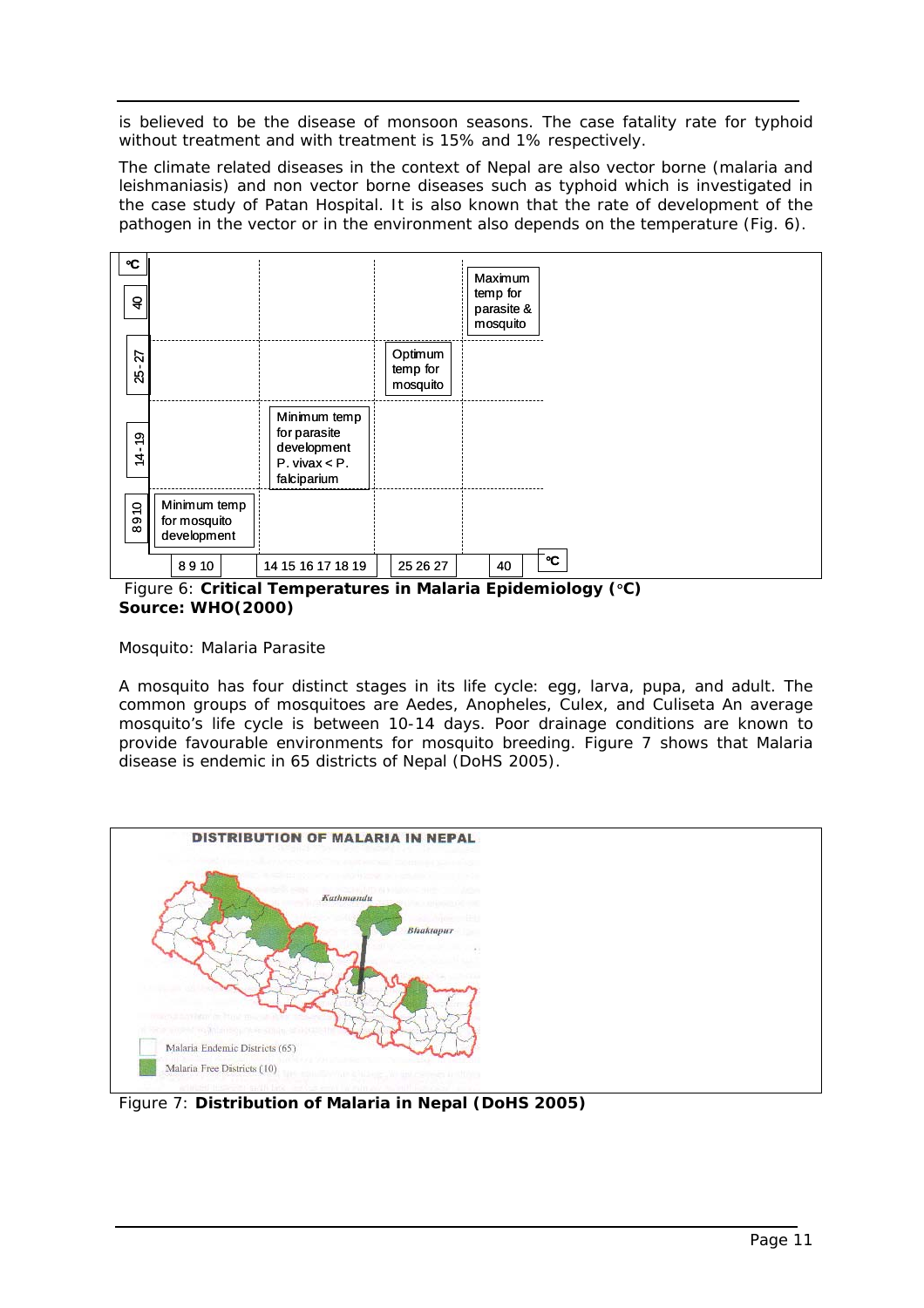is believed to be the disease of monsoon seasons. The case fatality rate for typhoid without treatment and with treatment is 15% and 1% respectively.

The climate related diseases in the context of Nepal are also vector borne (malaria and leishmaniasis) and non vector borne diseases such as typhoid which is investigated in the case study of Patan Hospital. It is also known that the rate of development of the pathogen in the vector or in the environment also depends on the temperature (Fig. 6).

| °C | | | | |
|---|---|---|---|---|
| 40 | | | | Maximum temp for parasite & mosquito |
| 25 - 27 | | | Optimum temp for mosquito | |
| 14 - 19 | | Minimum temp for parasite development P. vivax < P. falciparium | | |
| 8 9 10 | Minimum temp for mosquito development | | | |
| | 8 9 10 | 14 15 16 17 18 19 | 25 26 27 | 40 °C |

Figure 6: **Critical Temperatures in Malaria Epidemiology (°C)**
**Source: WHO(2000)**

Mosquito: Malaria Parasite

A mosquito has four distinct stages in its life cycle: egg, larva, pupa, and adult. The common groups of mosquitoes are Aedes, Anopheles, Culex, and Culiseta An average mosquito's life cycle is between 10-14 days. Poor drainage conditions are known to provide favourable environments for mosquito breeding. Figure 7 shows that Malaria disease is endemic in 65 districts of Nepal (DoHS 2005).

DISTRIBUTION OF MALARIA IN NEPAL

Kathmandu

Bhaktapur

Malaria Endemic Districts (65)

Malaria Free Districts (10)

Figure 7: **Distribution of Malaria in Nepal (DoHS 2005)**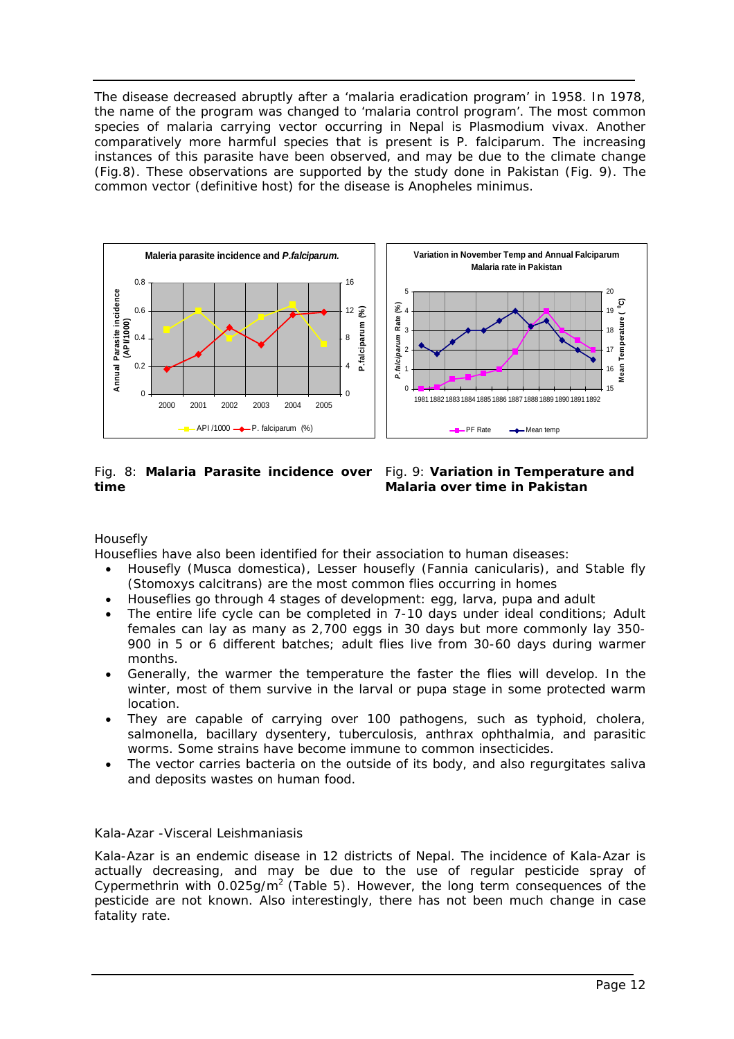The disease decreased abruptly after a 'malaria eradication program' in 1958. In 1978, the name of the program was changed to 'malaria control program'. The most common species of malaria carrying vector occurring in Nepal is Plasmodium vivax. Another comparatively more harmful species that is present is P. falciparum. The increasing instances of this parasite have been observed, and may be due to the climate change (Fig.8). These observations are supported by the study done in Pakistan (Fig. 9). The common vector (definitive host) for the disease is Anopheles minimus.

Fig. 8: **Malaria Parasite incidence over time**

Fig. 9: **Variation in Temperature and Malaria over time in Pakistan**

Housefly

Houseflies have also been identified for their association to human diseases:

- Housefly (Musca domestica), Lesser housefly (Fannia canicularis), and Stable fly (Stomoxys calcitrans) are the most common flies occurring in homes
- Houseflies go through 4 stages of development: egg, larva, pupa and adult
- The entire life cycle can be completed in 7-10 days under ideal conditions; Adult females can lay as many as 2,700 eggs in 30 days but more commonly lay 350-900 in 5 or 6 different batches; adult flies live from 30-60 days during warmer months.
- Generally, the warmer the temperature the faster the flies will develop. In the winter, most of them survive in the larval or pupa stage in some protected warm location.
- They are capable of carrying over 100 pathogens, such as typhoid, cholera, salmonella, bacillary dysentery, tuberculosis, anthrax ophthalmia, and parasitic worms. Some strains have become immune to common insecticides.
- The vector carries bacteria on the outside of its body, and also regurgitates saliva and deposits wastes on human food.

Kala-Azar -Visceral Leishmaniasis

Kala-Azar is an endemic disease in 12 districts of Nepal. The incidence of Kala-Azar is actually decreasing, and may be due to the use of regular pesticide spray of Cypermethrin with $0.025 g/m^2$ (Table 5). However, the long term consequences of the pesticide are not known. Also interestingly, there has not been much change in case fatality rate.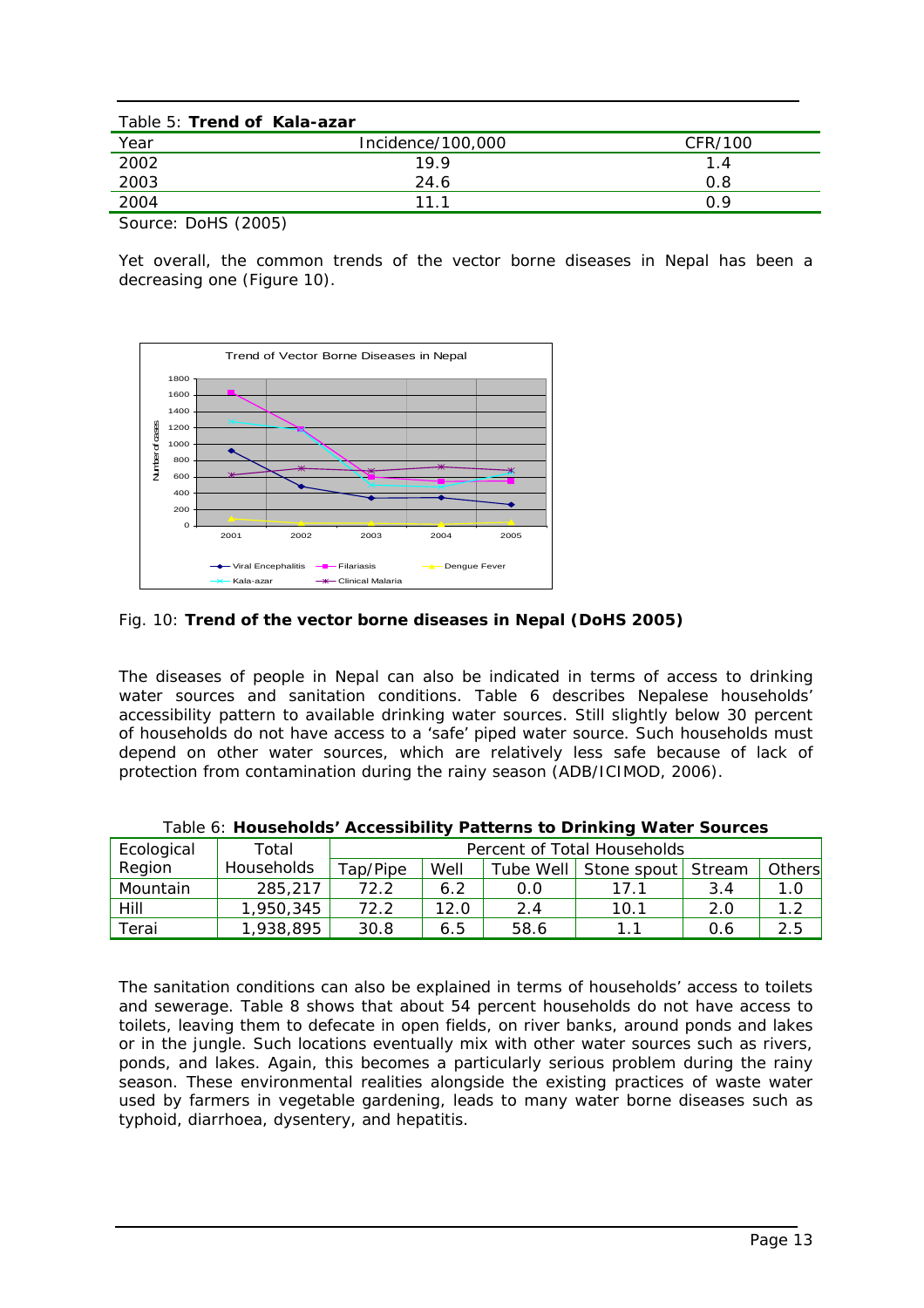Table 5: **Trend of Kala-azar**

| Year | Incidence/100,000 | CFR/100 |
|---|---|---|
| 2002 | 19.9 | 1.4 |
| 2003 | 24.6 | 0.8 |
| 2004 | 11.1 | 0.9 |

Source: DoHS (2005)

Yet overall, the common trends of the vector borne diseases in Nepal has been a decreasing one (Figure 10).

Fig. 10: **Trend of the vector borne diseases in Nepal (DoHS 2005)**

The diseases of people in Nepal can also be indicated in terms of access to drinking water sources and sanitation conditions. Table 6 describes Nepalese households' accessibility pattern to available drinking water sources. Still slightly below 30 percent of households do not have access to a 'safe' piped water source. Such households must depend on other water sources, which are relatively less safe because of lack of protection from contamination during the rainy season (ADB/ICIMOD, 2006).

Table 6: **Households' Accessibility Patterns to Drinking Water Sources**

| Ecological Region | Total Households | Percent of Total Households | | | | | |
|---|---|---|---|---|---|---|---|
| | | Tap/Pipe | Well | Tube Well | Stone spout | Stream | Others |
| Mountain | 285,217 | 72.2 | 6.2 | 0.0 | 17.1 | 3.4 | 1.0 |
| Hill | 1,950,345 | 72.2 | 12.0 | 2.4 | 10.1 | 2.0 | 1.2 |
| Terai | 1,938,895 | 30.8 | 6.5 | 58.6 | 1.1 | 0.6 | 2.5 |

The sanitation conditions can also be explained in terms of households' access to toilets and sewerage. Table 8 shows that about 54 percent households do not have access to toilets, leaving them to defecate in open fields, on river banks, around ponds and lakes or in the jungle. Such locations eventually mix with other water sources such as rivers, ponds, and lakes. Again, this becomes a particularly serious problem during the rainy season. These environmental realities alongside the existing practices of waste water used by farmers in vegetable gardening, leads to many water borne diseases such as typhoid, diarrhoea, dysentery, and hepatitis.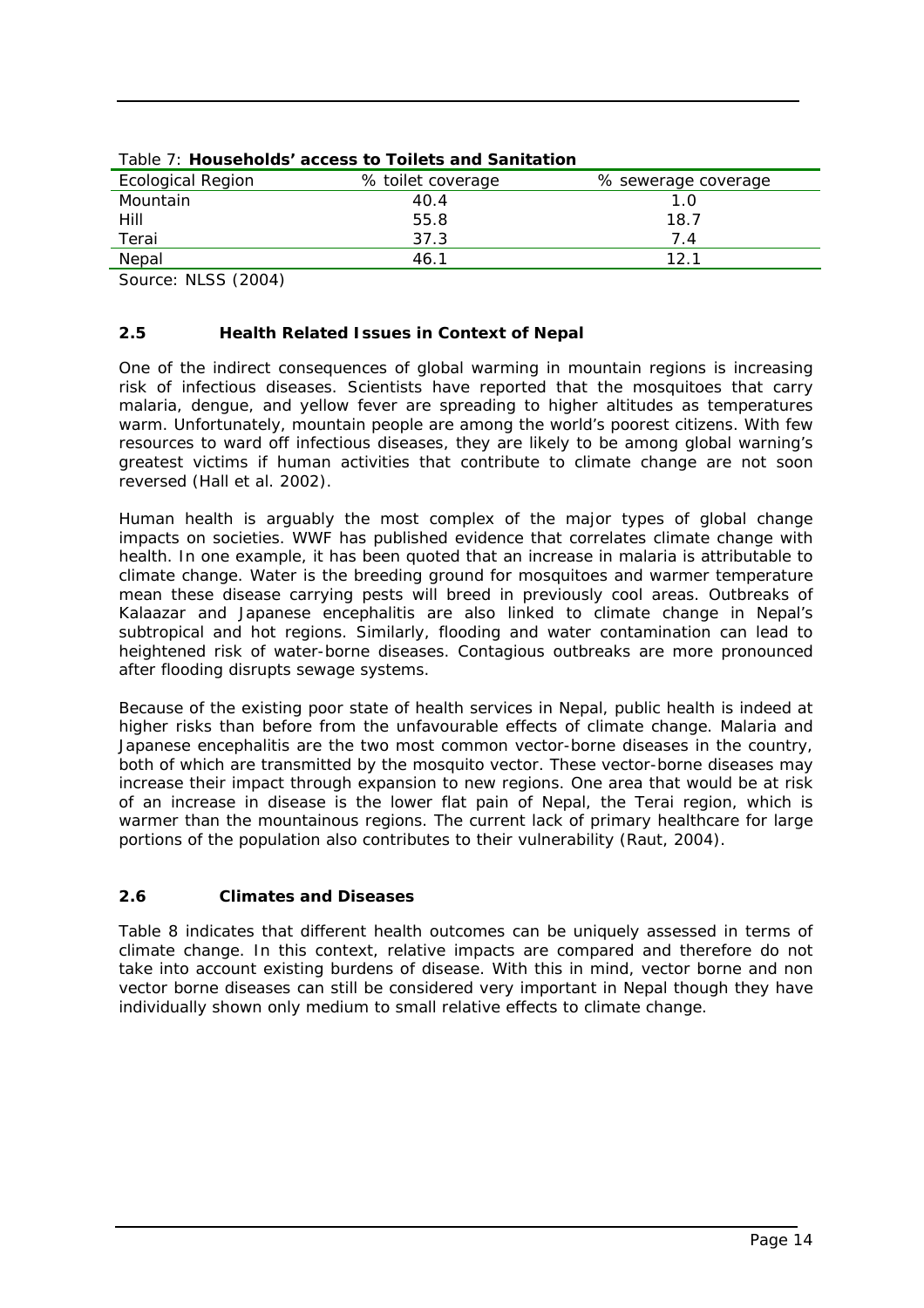Table 7: **Households' access to Toilets and Sanitation**

| Ecological Region | % toilet coverage | % sewerage coverage |
|---|---|---|
| Mountain | 40.4 | 1.0 |
| Hill | 55.8 | 18.7 |
| Terai | 37.3 | 7.4 |
| Nepal | 46.1 | 12.1 |

Source: NLSS (2004)

### 2.5 Health Related Issues in Context of Nepal

One of the indirect consequences of global warming in mountain regions is increasing risk of infectious diseases. Scientists have reported that the mosquitoes that carry malaria, dengue, and yellow fever are spreading to higher altitudes as temperatures warm. Unfortunately, mountain people are among the world's poorest citizens. With few resources to ward off infectious diseases, they are likely to be among global warning's greatest victims if human activities that contribute to climate change are not soon reversed (Hall et al. 2002).

Human health is arguably the most complex of the major types of global change impacts on societies. WWF has published evidence that correlates climate change with health. In one example, it has been quoted that an increase in malaria is attributable to climate change. Water is the breeding ground for mosquitoes and warmer temperature mean these disease carrying pests will breed in previously cool areas. Outbreaks of Kalaazar and Japanese encephalitis are also linked to climate change in Nepal's subtropical and hot regions. Similarly, flooding and water contamination can lead to heightened risk of water-borne diseases. Contagious outbreaks are more pronounced after flooding disrupts sewage systems.

Because of the existing poor state of health services in Nepal, public health is indeed at higher risks than before from the unfavourable effects of climate change. Malaria and Japanese encephalitis are the two most common vector-borne diseases in the country, both of which are transmitted by the mosquito vector. These vector-borne diseases may increase their impact through expansion to new regions. One area that would be at risk of an increase in disease is the lower flat pain of Nepal, the Terai region, which is warmer than the mountainous regions. The current lack of primary healthcare for large portions of the population also contributes to their vulnerability (Raut, 2004).

### 2.6 Climates and Diseases

Table 8 indicates that different health outcomes can be uniquely assessed in terms of climate change. In this context, relative impacts are compared and therefore do not take into account existing burdens of disease. With this in mind, vector borne and non vector borne diseases can still be considered very important in Nepal though they have individually shown only medium to small relative effects to climate change.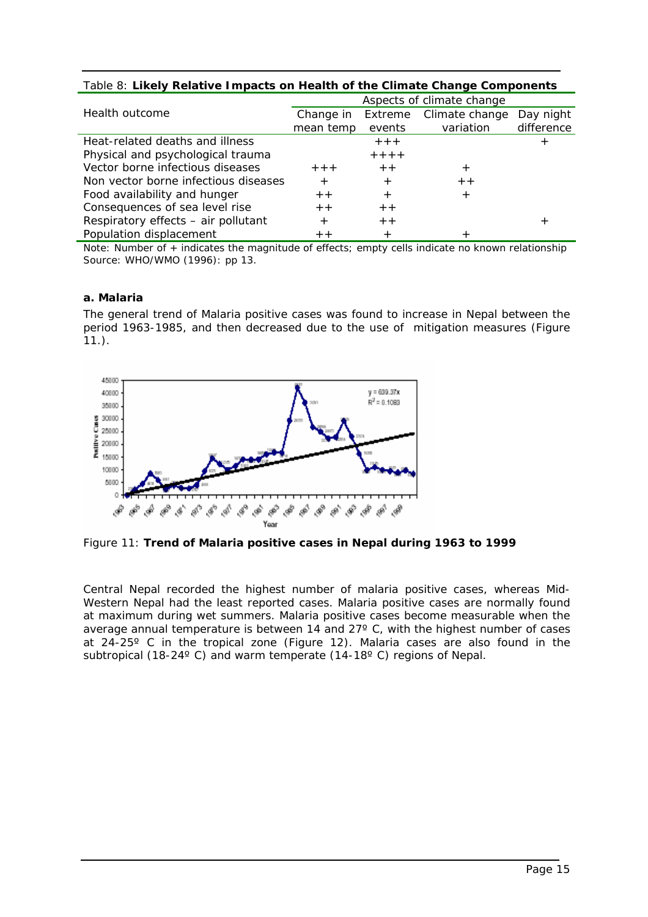Table 8: **Likely Relative Impacts on Health of the Climate Change Components**

| Health outcome | Aspects of climate change | | | |
|---|---|---|---|---|
| | Change in mean temp | Extreme events | Climate change variation | Day night difference |
| Heat-related deaths and illness | | +++ | | + |
| Physical and psychological trauma | | ++++ | | |
| Vector borne infectious diseases | +++ | ++ | + | |
| Non vector borne infectious diseases | + | + | ++ | |
| Food availability and hunger | ++ | + | + | |
| Consequences of sea level rise | ++ | ++ | | |
| Respiratory effects – air pollutant | + | ++ | | + |
| Population displacement | ++ | + | + | |

Note: Number of + indicates the magnitude of effects; empty cells indicate no known relationship
Source: WHO/WMO (1996): pp 13.

### a. Malaria

The general trend of Malaria positive cases was found to increase in Nepal between the period 1963-1985, and then decreased due to the use of mitigation measures (Figure 11.).

Figure 11: **Trend of Malaria positive cases in Nepal during 1963 to 1999**

Central Nepal recorded the highest number of malaria positive cases, whereas Mid-Western Nepal had the least reported cases. Malaria positive cases are normally found at maximum during wet summers. Malaria positive cases become measurable when the average annual temperature is between 14 and 27º C, with the highest number of cases at 24-25º C in the tropical zone (Figure 12). Malaria cases are also found in the subtropical (18-24º C) and warm temperate (14-18º C) regions of Nepal.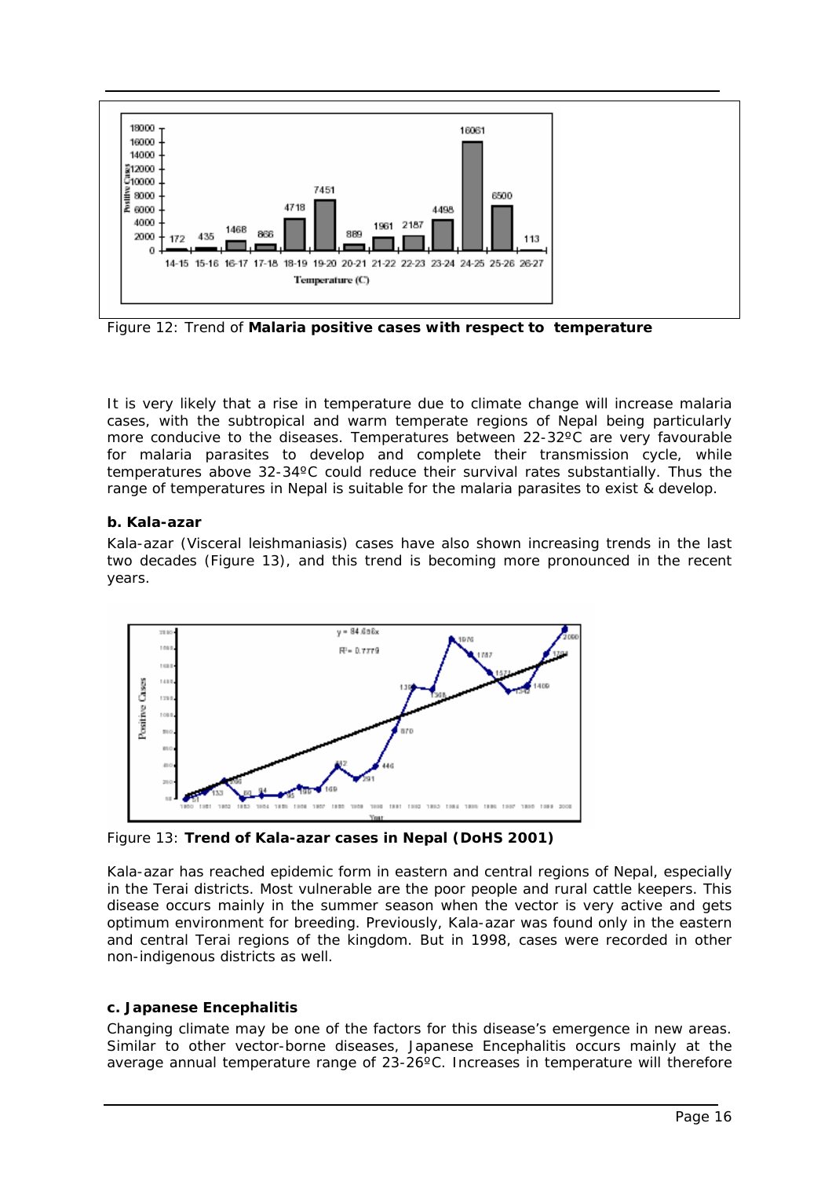Figure 12: Trend of **Malaria positive cases with respect to temperature**

It is very likely that a rise in temperature due to climate change will increase malaria cases, with the subtropical and warm temperate regions of Nepal being particularly more conducive to the diseases. Temperatures between 22-32ºC are very favourable for malaria parasites to develop and complete their transmission cycle, while temperatures above 32-34ºC could reduce their survival rates substantially. Thus the range of temperatures in Nepal is suitable for the malaria parasites to exist & develop.

**b. Kala-azar**

Kala-azar (Visceral leishmaniasis) cases have also shown increasing trends in the last two decades (Figure 13), and this trend is becoming more pronounced in the recent years.

Figure 13: **Trend of Kala-azar cases in Nepal (DoHS 2001)**

Kala-azar has reached epidemic form in eastern and central regions of Nepal, especially in the Terai districts. Most vulnerable are the poor people and rural cattle keepers. This disease occurs mainly in the summer season when the vector is very active and gets optimum environment for breeding. Previously, Kala-azar was found only in the eastern and central Terai regions of the kingdom. But in 1998, cases were recorded in other non-indigenous districts as well.

**c. Japanese Encephalitis**

Changing climate may be one of the factors for this disease's emergence in new areas. Similar to other vector-borne diseases, Japanese Encephalitis occurs mainly at the average annual temperature range of 23-26ºC. Increases in temperature will therefore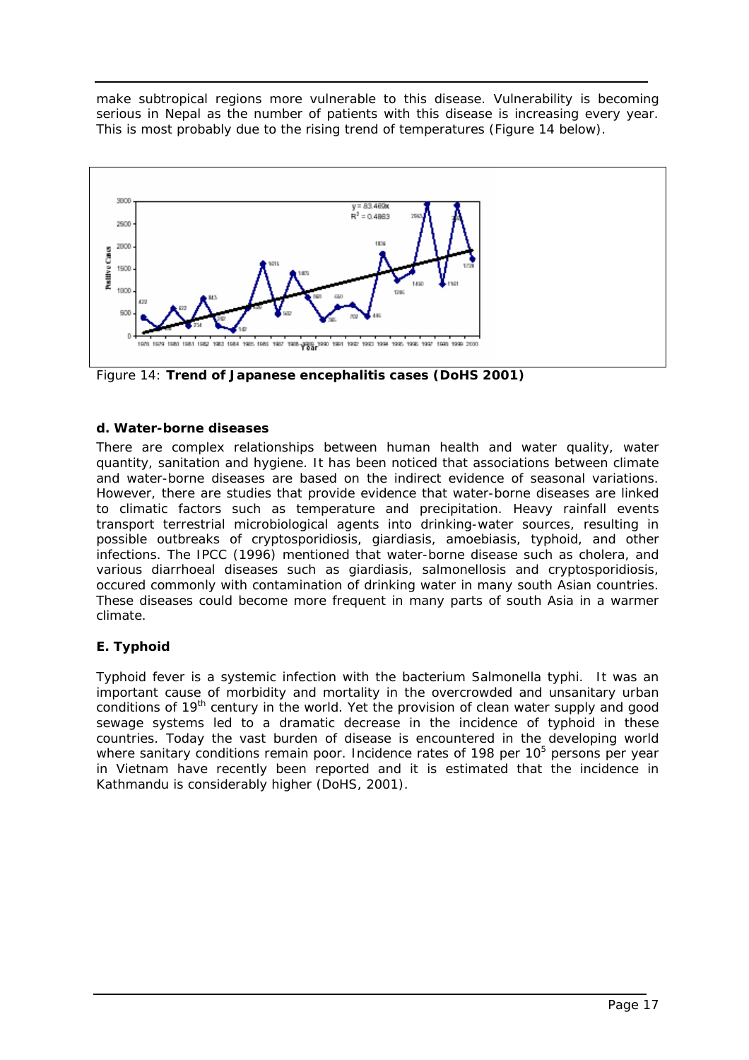make subtropical regions more vulnerable to this disease. Vulnerability is becoming serious in Nepal as the number of patients with this disease is increasing every year. This is most probably due to the rising trend of temperatures (Figure 14 below).

Figure 14: **Trend of Japanese encephalitis cases (DoHS 2001)**

**d. Water-borne diseases**

There are complex relationships between human health and water quality, water quantity, sanitation and hygiene. It has been noticed that associations between climate and water-borne diseases are based on the indirect evidence of seasonal variations. However, there are studies that provide evidence that water-borne diseases are linked to climatic factors such as temperature and precipitation. Heavy rainfall events transport terrestrial microbiological agents into drinking-water sources, resulting in possible outbreaks of cryptosporidiosis, giardiasis, amoebiasis, typhoid, and other infections. The IPCC (1996) mentioned that water-borne disease such as cholera, and various diarrhoeal diseases such as giardiasis, salmonellosis and cryptosporidiosis, occured commonly with contamination of drinking water in many south Asian countries. These diseases could become more frequent in many parts of south Asia in a warmer climate.

**E. Typhoid**

Typhoid fever is a systemic infection with the bacterium Salmonella typhi. It was an important cause of morbidity and mortality in the overcrowded and unsanitary urban conditions of 19th century in the world. Yet the provision of clean water supply and good sewage systems led to a dramatic decrease in the incidence of typhoid in these countries. Today the vast burden of disease is encountered in the developing world where sanitary conditions remain poor. Incidence rates of 198 per $10^5$ persons per year in Vietnam have recently been reported and it is estimated that the incidence in Kathmandu is considerably higher (DoHS, 2001).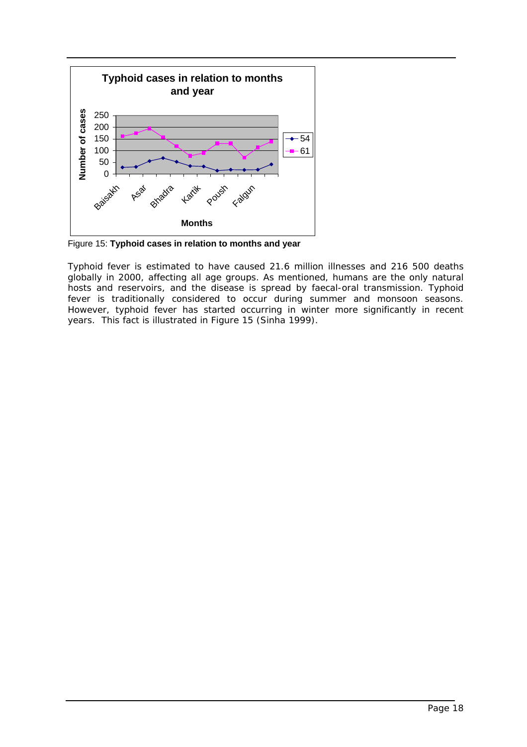Figure 15: **Typhoid cases in relation to months and year**

Typhoid fever is estimated to have caused 21.6 million illnesses and 216 500 deaths globally in 2000, affecting all age groups. As mentioned, humans are the only natural hosts and reservoirs, and the disease is spread by faecal-oral transmission. Typhoid fever is traditionally considered to occur during summer and monsoon seasons. However, typhoid fever has started occurring in winter more significantly in recent years. This fact is illustrated in Figure 15 (Sinha 1999).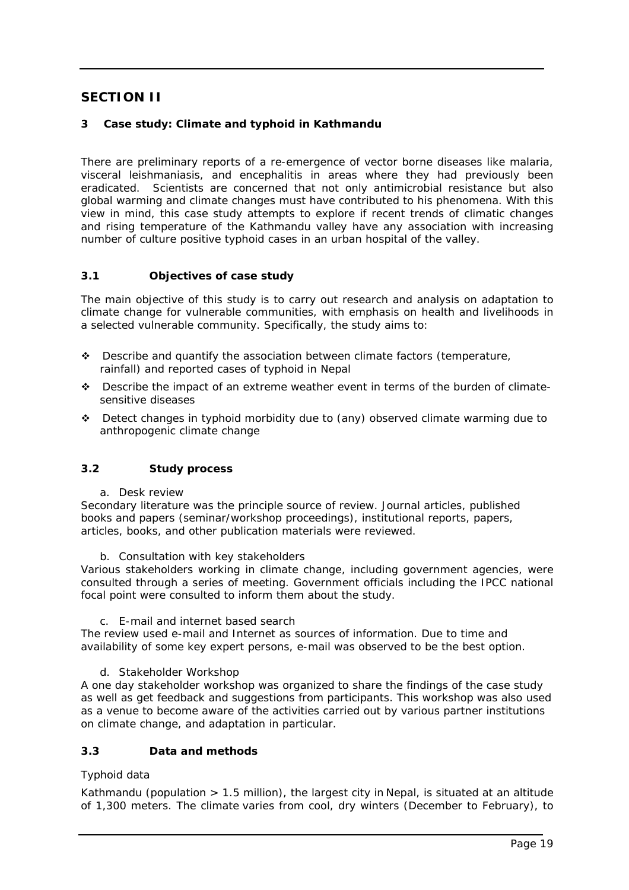# SECTION II

## 3 Case study: Climate and typhoid in Kathmandu

There are preliminary reports of a re-emergence of vector borne diseases like malaria, visceral leishmaniasis, and encephalitis in areas where they had previously been eradicated. Scientists are concerned that not only antimicrobial resistance but also global warming and climate changes must have contributed to his phenomena. With this view in mind, this case study attempts to explore if recent trends of climatic changes and rising temperature of the Kathmandu valley have any association with increasing number of culture positive typhoid cases in an urban hospital of the valley.

### 3.1 Objectives of case study

The main objective of this study is to carry out research and analysis on adaptation to climate change for vulnerable communities, with emphasis on health and livelihoods in a selected vulnerable community. Specifically, the study aims to:

- Describe and quantify the association between climate factors (temperature, rainfall) and reported cases of typhoid in Nepal
- Describe the impact of an extreme weather event in terms of the burden of climate-sensitive diseases
- Detect changes in typhoid morbidity due to (any) observed climate warming due to anthropogenic climate change

### 3.2 Study process

a. Desk review

Secondary literature was the principle source of review. Journal articles, published books and papers (seminar/workshop proceedings), institutional reports, papers, articles, books, and other publication materials were reviewed.

b. Consultation with key stakeholders

Various stakeholders working in climate change, including government agencies, were consulted through a series of meeting. Government officials including the IPCC national focal point were consulted to inform them about the study.

c. E-mail and internet based search

The review used e-mail and Internet as sources of information. Due to time and availability of some key expert persons, e-mail was observed to be the best option.

d. Stakeholder Workshop

A one day stakeholder workshop was organized to share the findings of the case study as well as get feedback and suggestions from participants. This workshop was also used as a venue to become aware of the activities carried out by various partner institutions on climate change, and adaptation in particular.

### 3.3 Data and methods

Typhoid data

Kathmandu (population > 1.5 million), the largest city in Nepal, is situated at an altitude of 1,300 meters. The climate varies from cool, dry winters (December to February), to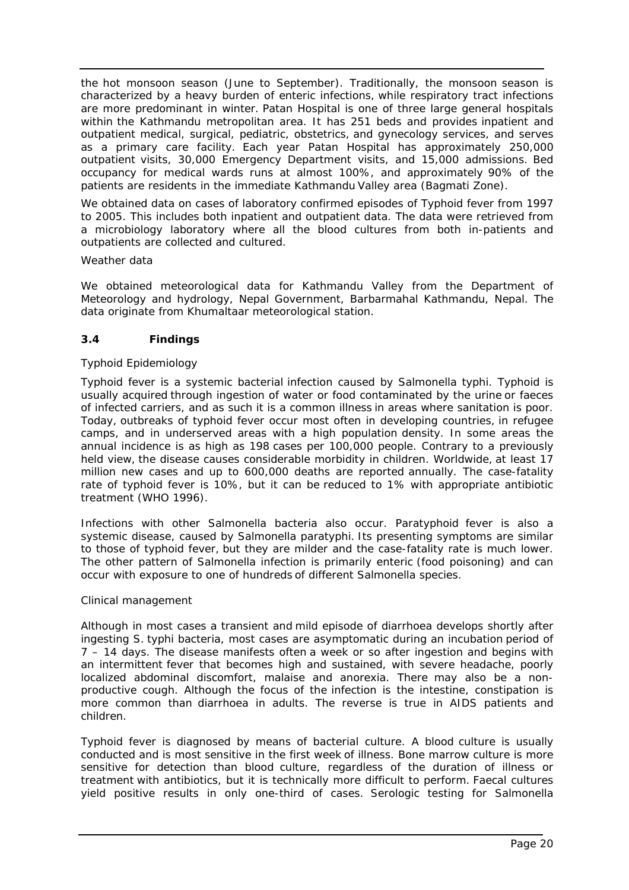the hot monsoon season (June to September). Traditionally, the monsoon season is characterized by a heavy burden of enteric infections, while respiratory tract infections are more predominant in winter. Patan Hospital is one of three large general hospitals within the Kathmandu metropolitan area. It has 251 beds and provides inpatient and outpatient medical, surgical, pediatric, obstetrics, and gynecology services, and serves as a primary care facility. Each year Patan Hospital has approximately 250,000 outpatient visits, 30,000 Emergency Department visits, and 15,000 admissions. Bed occupancy for medical wards runs at almost 100%, and approximately 90% of the patients are residents in the immediate Kathmandu Valley area (Bagmati Zone).

We obtained data on cases of laboratory confirmed episodes of Typhoid fever from 1997 to 2005. This includes both inpatient and outpatient data. The data were retrieved from a microbiology laboratory where all the blood cultures from both in-patients and outpatients are collected and cultured.

Weather data

We obtained meteorological data for Kathmandu Valley from the Department of Meteorology and hydrology, Nepal Government, Barbarmahal Kathmandu, Nepal. The data originate from Khumaltaar meteorological station.

### 3.4 Findings

Typhoid Epidemiology

Typhoid fever is a systemic bacterial infection caused by Salmonella typhi. Typhoid is usually acquired through ingestion of water or food contaminated by the urine or faeces of infected carriers, and as such it is a common illness in areas where sanitation is poor. Today, outbreaks of typhoid fever occur most often in developing countries, in refugee camps, and in underserved areas with a high population density. In some areas the annual incidence is as high as 198 cases per 100,000 people. Contrary to a previously held view, the disease causes considerable morbidity in children. Worldwide, at least 17 million new cases and up to 600,000 deaths are reported annually. The case-fatality rate of typhoid fever is 10%, but it can be reduced to 1% with appropriate antibiotic treatment (WHO 1996).

Infections with other Salmonella bacteria also occur. Paratyphoid fever is also a systemic disease, caused by Salmonella paratyphi. Its presenting symptoms are similar to those of typhoid fever, but they are milder and the case-fatality rate is much lower. The other pattern of Salmonella infection is primarily enteric (food poisoning) and can occur with exposure to one of hundreds of different Salmonella species.

Clinical management

Although in most cases a transient and mild episode of diarrhoea develops shortly after ingesting S. typhi bacteria, most cases are asymptomatic during an incubation period of 7 – 14 days. The disease manifests often a week or so after ingestion and begins with an intermittent fever that becomes high and sustained, with severe headache, poorly localized abdominal discomfort, malaise and anorexia. There may also be a non-productive cough. Although the focus of the infection is the intestine, constipation is more common than diarrhoea in adults. The reverse is true in AIDS patients and children.

Typhoid fever is diagnosed by means of bacterial culture. A blood culture is usually conducted and is most sensitive in the first week of illness. Bone marrow culture is more sensitive for detection than blood culture, regardless of the duration of illness or treatment with antibiotics, but it is technically more difficult to perform. Faecal cultures yield positive results in only one-third of cases. Serologic testing for Salmonella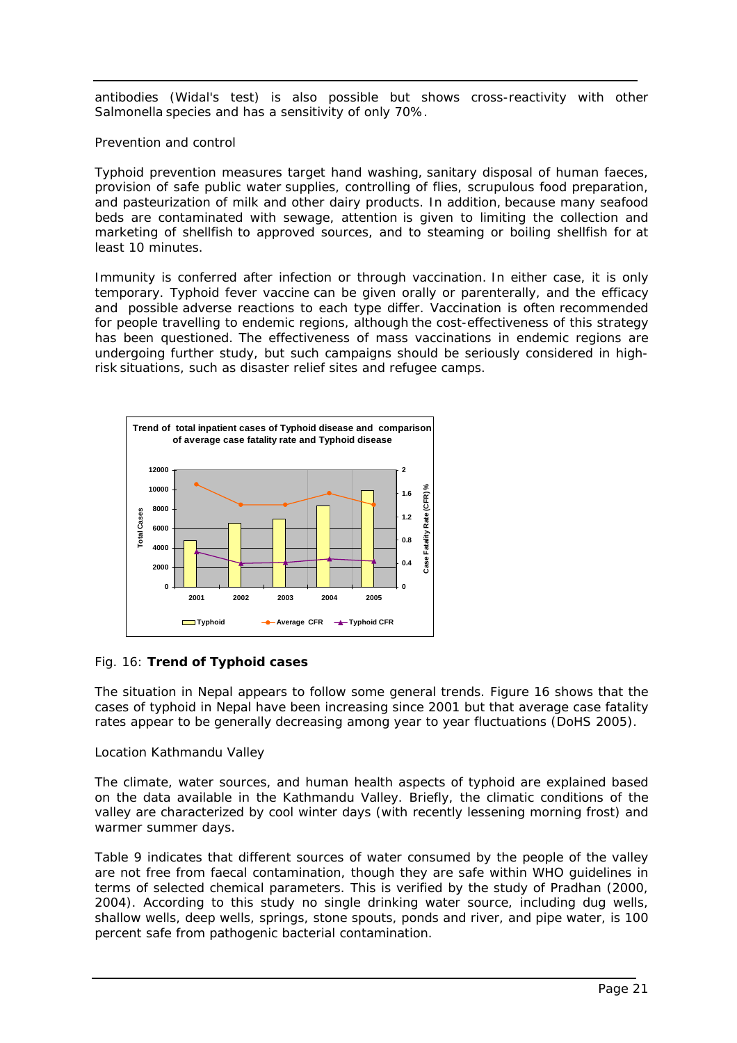antibodies (Widal's test) is also possible but shows cross-reactivity with other Salmonella species and has a sensitivity of only 70%.

Prevention and control

Typhoid prevention measures target hand washing, sanitary disposal of human faeces, provision of safe public water supplies, controlling of flies, scrupulous food preparation, and pasteurization of milk and other dairy products. In addition, because many seafood beds are contaminated with sewage, attention is given to limiting the collection and marketing of shellfish to approved sources, and to steaming or boiling shellfish for at least 10 minutes.

Immunity is conferred after infection or through vaccination. In either case, it is only temporary. Typhoid fever vaccine can be given orally or parenterally, and the efficacy and possible adverse reactions to each type differ. Vaccination is often recommended for people travelling to endemic regions, although the cost-effectiveness of this strategy has been questioned. The effectiveness of mass vaccinations in endemic regions are undergoing further study, but such campaigns should be seriously considered in high-risk situations, such as disaster relief sites and refugee camps.

Fig. 16: **Trend of Typhoid cases**

The situation in Nepal appears to follow some general trends. Figure 16 shows that the cases of typhoid in Nepal have been increasing since 2001 but that average case fatality rates appear to be generally decreasing among year to year fluctuations (DoHS 2005).

Location Kathmandu Valley

The climate, water sources, and human health aspects of typhoid are explained based on the data available in the Kathmandu Valley. Briefly, the climatic conditions of the valley are characterized by cool winter days (with recently lessening morning frost) and warmer summer days.

Table 9 indicates that different sources of water consumed by the people of the valley are not free from faecal contamination, though they are safe within WHO guidelines in terms of selected chemical parameters. This is verified by the study of Pradhan (2000, 2004). According to this study no single drinking water source, including dug wells, shallow wells, deep wells, springs, stone spouts, ponds and river, and pipe water, is 100 percent safe from pathogenic bacterial contamination.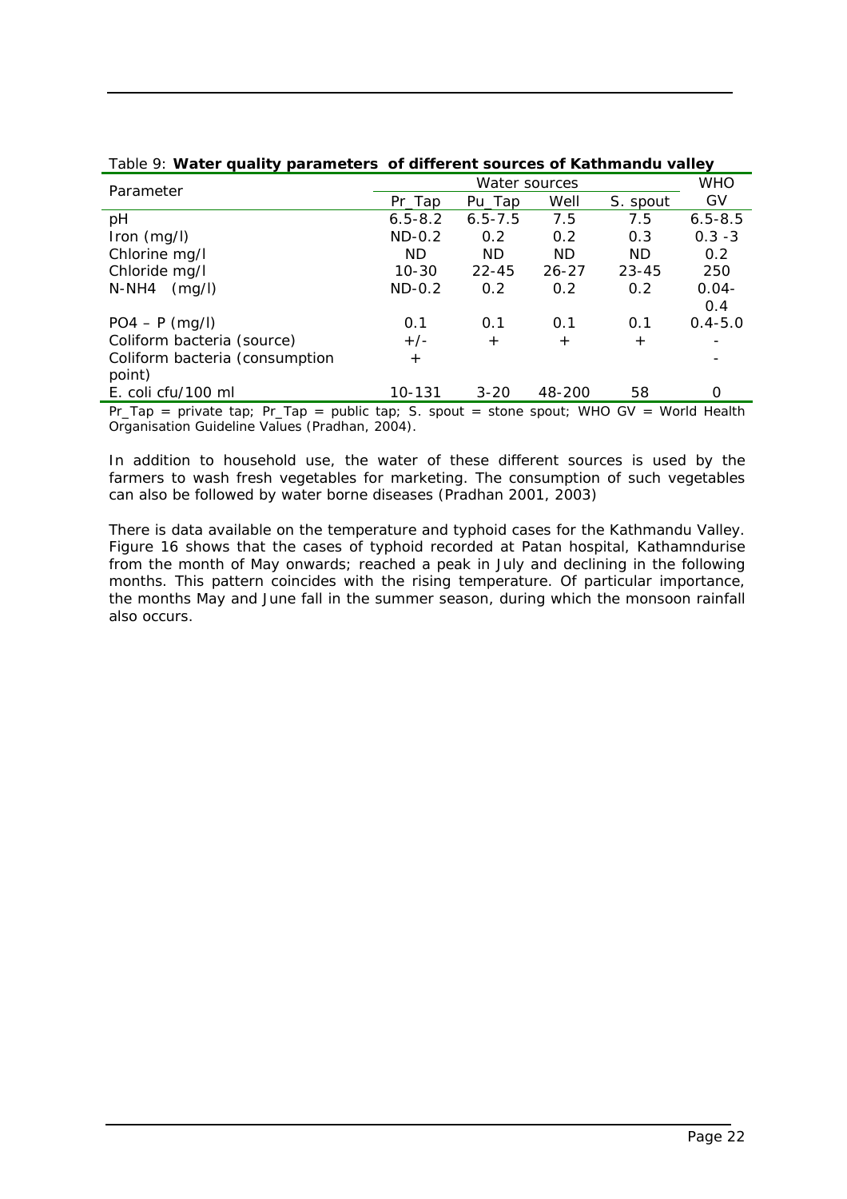Table 9: **Water quality parameters of different sources of Kathmandu valley**

| Parameter | Water sources | | | | WHO |
|---|---|---|---|---|---|
| | Pr_Tap | Pu_Tap | Well | S. spout | GV |
| pH | 6.5-8.2 | 6.5-7.5 | 7.5 | 7.5 | 6.5-8.5 |
| Iron (mg/l) | ND-0.2 | 0.2 | 0.2 | 0.3 | 0.3 -3 |
| Chlorine mg/l | ND | ND | ND | ND | 0.2 |
| Chloride mg/l | 10-30 | 22-45 | 26-27 | 23-45 | 250 |
| N-NH4 (mg/l) | ND-0.2 | 0.2 | 0.2 | 0.2 | 0.04-0.4 |
| PO4 – P (mg/l) | 0.1 | 0.1 | 0.1 | 0.1 | 0.4-5.0 |
| Coliform bacteria (source) | +/- | + | + | + | - |
| Coliform bacteria (consumption point) | + | | | | - |
| E. coli cfu/100 ml | 10-131 | 3-20 | 48-200 | 58 | 0 |

Pr_Tap = private tap; Pr_Tap = public tap; S. spout = stone spout; WHO GV = World Health Organisation Guideline Values (Pradhan, 2004).

In addition to household use, the water of these different sources is used by the farmers to wash fresh vegetables for marketing. The consumption of such vegetables can also be followed by water borne diseases (Pradhan 2001, 2003)

There is data available on the temperature and typhoid cases for the Kathmandu Valley. Figure 16 shows that the cases of typhoid recorded at Patan hospital, Kathamndurise from the month of May onwards; reached a peak in July and declining in the following months. This pattern coincides with the rising temperature. Of particular importance, the months May and June fall in the summer season, during which the monsoon rainfall also occurs.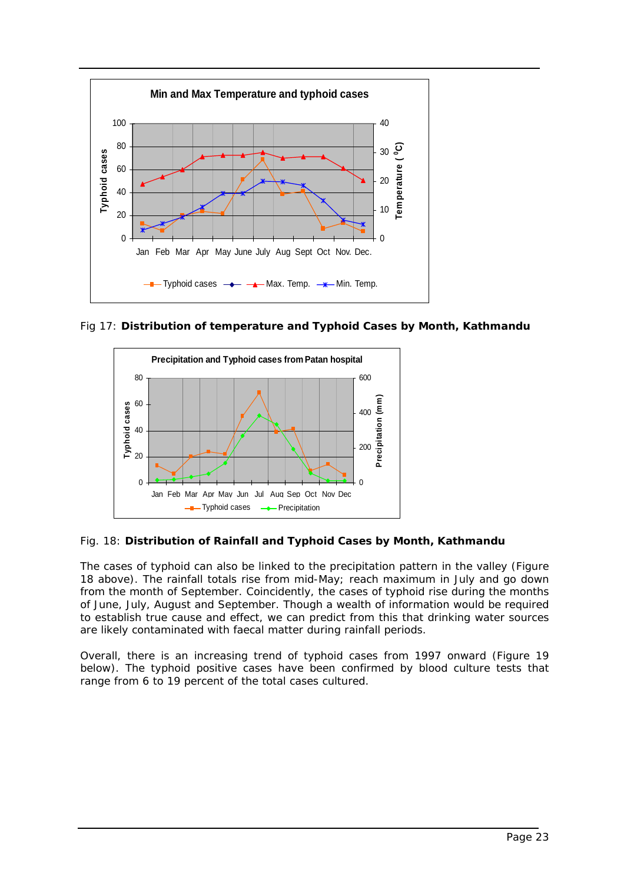Fig 17: **Distribution of temperature and Typhoid Cases by Month, Kathmandu**

Fig. 18: **Distribution of Rainfall and Typhoid Cases by Month, Kathmandu**

The cases of typhoid can also be linked to the precipitation pattern in the valley (Figure 18 above). The rainfall totals rise from mid-May; reach maximum in July and go down from the month of September. Coincidently, the cases of typhoid rise during the months of June, July, August and September. Though a wealth of information would be required to establish true cause and effect, we can predict from this that drinking water sources are likely contaminated with faecal matter during rainfall periods.

Overall, there is an increasing trend of typhoid cases from 1997 onward (Figure 19 below). The typhoid positive cases have been confirmed by blood culture tests that range from 6 to 19 percent of the total cases cultured.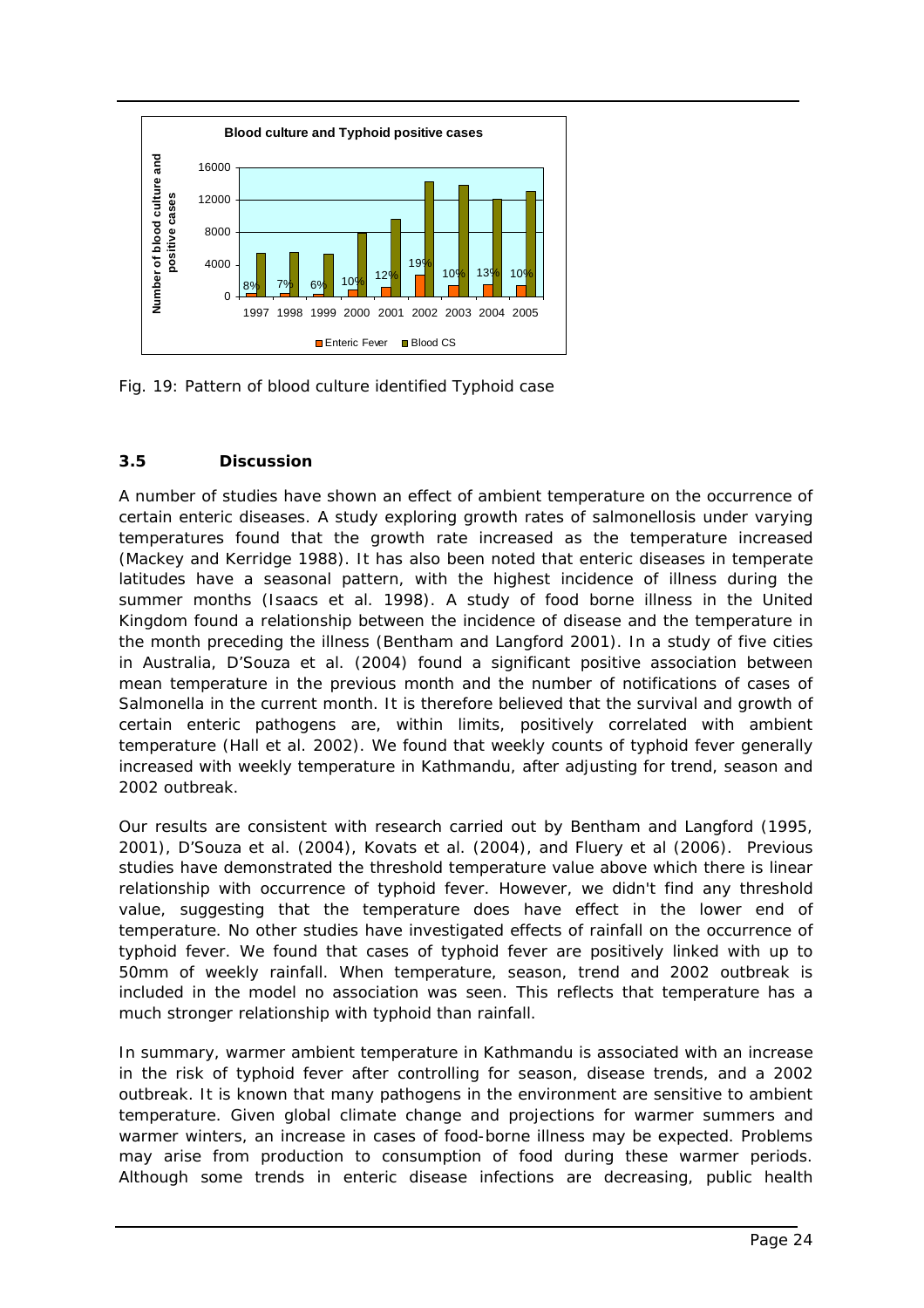Fig. 19: Pattern of blood culture identified Typhoid case

### 3.5 Discussion

A number of studies have shown an effect of ambient temperature on the occurrence of certain enteric diseases. A study exploring growth rates of salmonellosis under varying temperatures found that the growth rate increased as the temperature increased (Mackey and Kerridge 1988). It has also been noted that enteric diseases in temperate latitudes have a seasonal pattern, with the highest incidence of illness during the summer months (Isaacs et al. 1998). A study of food borne illness in the United Kingdom found a relationship between the incidence of disease and the temperature in the month preceding the illness (Bentham and Langford 2001). In a study of five cities in Australia, D'Souza et al. (2004) found a significant positive association between mean temperature in the previous month and the number of notifications of cases of Salmonella in the current month. It is therefore believed that the survival and growth of certain enteric pathogens are, within limits, positively correlated with ambient temperature (Hall et al. 2002). We found that weekly counts of typhoid fever generally increased with weekly temperature in Kathmandu, after adjusting for trend, season and 2002 outbreak.

Our results are consistent with research carried out by Bentham and Langford (1995, 2001), D'Souza et al. (2004), Kovats et al. (2004), and Fluery et al (2006). Previous studies have demonstrated the threshold temperature value above which there is linear relationship with occurrence of typhoid fever. However, we didn't find any threshold value, suggesting that the temperature does have effect in the lower end of temperature. No other studies have investigated effects of rainfall on the occurrence of typhoid fever. We found that cases of typhoid fever are positively linked with up to 50mm of weekly rainfall. When temperature, season, trend and 2002 outbreak is included in the model no association was seen. This reflects that temperature has a much stronger relationship with typhoid than rainfall.

In summary, warmer ambient temperature in Kathmandu is associated with an increase in the risk of typhoid fever after controlling for season, disease trends, and a 2002 outbreak. It is known that many pathogens in the environment are sensitive to ambient temperature. Given global climate change and projections for warmer summers and warmer winters, an increase in cases of food-borne illness may be expected. Problems may arise from production to consumption of food during these warmer periods. Although some trends in enteric disease infections are decreasing, public health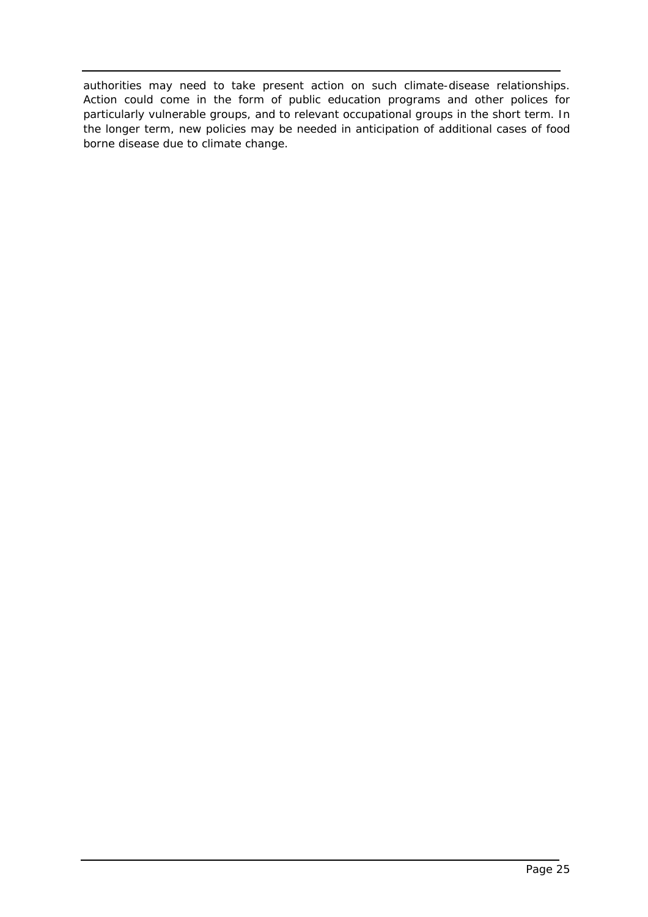authorities may need to take present action on such climate-disease relationships. Action could come in the form of public education programs and other polices for particularly vulnerable groups, and to relevant occupational groups in the short term. In the longer term, new policies may be needed in anticipation of additional cases of food borne disease due to climate change.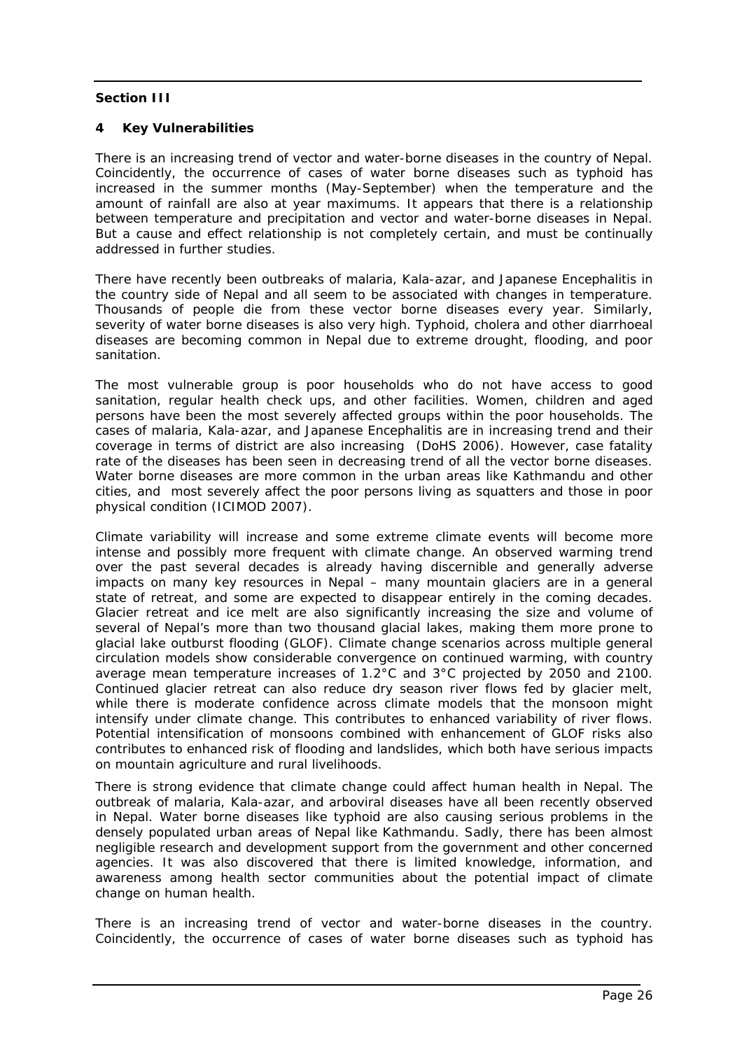**Section III**

## 4 Key Vulnerabilities

There is an increasing trend of vector and water-borne diseases in the country of Nepal. Coincidently, the occurrence of cases of water borne diseases such as typhoid has increased in the summer months (May-September) when the temperature and the amount of rainfall are also at year maximums. It appears that there is a relationship between temperature and precipitation and vector and water-borne diseases in Nepal. But a cause and effect relationship is not completely certain, and must be continually addressed in further studies.

There have recently been outbreaks of malaria, Kala-azar, and Japanese Encephalitis in the country side of Nepal and all seem to be associated with changes in temperature. Thousands of people die from these vector borne diseases every year. Similarly, severity of water borne diseases is also very high. Typhoid, cholera and other diarrhoeal diseases are becoming common in Nepal due to extreme drought, flooding, and poor sanitation.

The most vulnerable group is poor households who do not have access to good sanitation, regular health check ups, and other facilities. Women, children and aged persons have been the most severely affected groups within the poor households. The cases of malaria, Kala-azar, and Japanese Encephalitis are in increasing trend and their coverage in terms of district are also increasing (DoHS 2006). However, case fatality rate of the diseases has been seen in decreasing trend of all the vector borne diseases. Water borne diseases are more common in the urban areas like Kathmandu and other cities, and most severely affect the poor persons living as squatters and those in poor physical condition (ICIMOD 2007).

Climate variability will increase and some extreme climate events will become more intense and possibly more frequent with climate change. An observed warming trend over the past several decades is already having discernible and generally adverse impacts on many key resources in Nepal – many mountain glaciers are in a general state of retreat, and some are expected to disappear entirely in the coming decades. Glacier retreat and ice melt are also significantly increasing the size and volume of several of Nepal's more than two thousand glacial lakes, making them more prone to glacial lake outburst flooding (GLOF). Climate change scenarios across multiple general circulation models show considerable convergence on continued warming, with country average mean temperature increases of 1.2°C and 3°C projected by 2050 and 2100. Continued glacier retreat can also reduce dry season river flows fed by glacier melt, while there is moderate confidence across climate models that the monsoon might intensify under climate change. This contributes to enhanced variability of river flows. Potential intensification of monsoons combined with enhancement of GLOF risks also contributes to enhanced risk of flooding and landslides, which both have serious impacts on mountain agriculture and rural livelihoods.

There is strong evidence that climate change could affect human health in Nepal. The outbreak of malaria, Kala-azar, and arboviral diseases have all been recently observed in Nepal. Water borne diseases like typhoid are also causing serious problems in the densely populated urban areas of Nepal like Kathmandu. Sadly, there has been almost negligible research and development support from the government and other concerned agencies. It was also discovered that there is limited knowledge, information, and awareness among health sector communities about the potential impact of climate change on human health.

There is an increasing trend of vector and water-borne diseases in the country. Coincidently, the occurrence of cases of water borne diseases such as typhoid has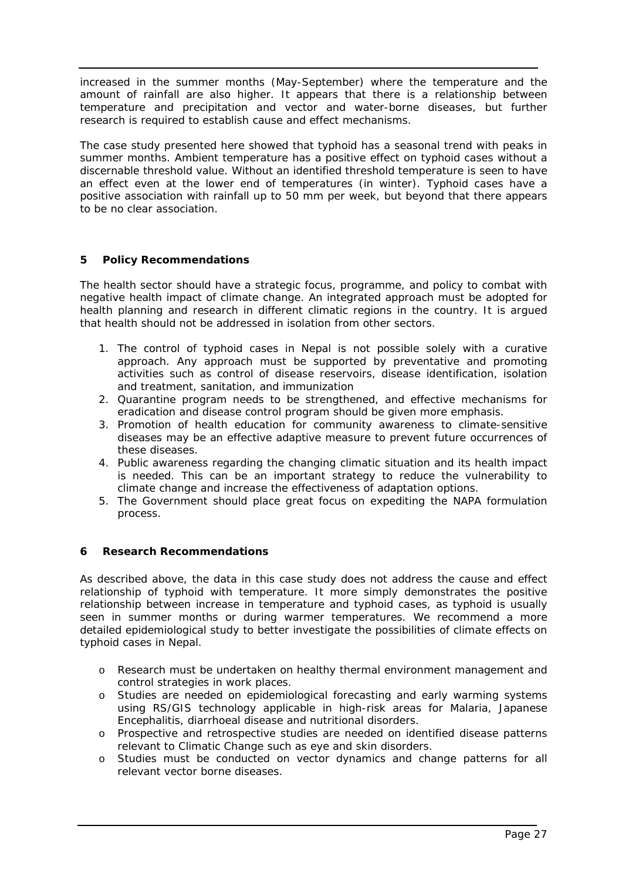increased in the summer months (May-September) where the temperature and the amount of rainfall are also higher. It appears that there is a relationship between temperature and precipitation and vector and water-borne diseases, but further research is required to establish cause and effect mechanisms.

The case study presented here showed that typhoid has a seasonal trend with peaks in summer months. Ambient temperature has a positive effect on typhoid cases without a discernable threshold value. Without an identified threshold temperature is seen to have an effect even at the lower end of temperatures (in winter). Typhoid cases have a positive association with rainfall up to 50 mm per week, but beyond that there appears to be no clear association.

## 5 Policy Recommendations

The health sector should have a strategic focus, programme, and policy to combat with negative health impact of climate change. An integrated approach must be adopted for health planning and research in different climatic regions in the country. It is argued that health should not be addressed in isolation from other sectors.

1. The control of typhoid cases in Nepal is not possible solely with a curative approach. Any approach must be supported by preventative and promoting activities such as control of disease reservoirs, disease identification, isolation and treatment, sanitation, and immunization
2. Quarantine program needs to be strengthened, and effective mechanisms for eradication and disease control program should be given more emphasis.
3. Promotion of health education for community awareness to climate-sensitive diseases may be an effective adaptive measure to prevent future occurrences of these diseases.
4. Public awareness regarding the changing climatic situation and its health impact is needed. This can be an important strategy to reduce the vulnerability to climate change and increase the effectiveness of adaptation options.
5. The Government should place great focus on expediting the NAPA formulation process.

## 6 Research Recommendations

As described above, the data in this case study does not address the cause and effect relationship of typhoid with temperature. It more simply demonstrates the positive relationship between increase in temperature and typhoid cases, as typhoid is usually seen in summer months or during warmer temperatures. We recommend a more detailed epidemiological study to better investigate the possibilities of climate effects on typhoid cases in Nepal.

- Research must be undertaken on healthy thermal environment management and control strategies in work places.
- Studies are needed on epidemiological forecasting and early warming systems using RS/GIS technology applicable in high-risk areas for Malaria, Japanese Encephalitis, diarrhoeal disease and nutritional disorders.
- Prospective and retrospective studies are needed on identified disease patterns relevant to Climatic Change such as eye and skin disorders.
- Studies must be conducted on vector dynamics and change patterns for all relevant vector borne diseases.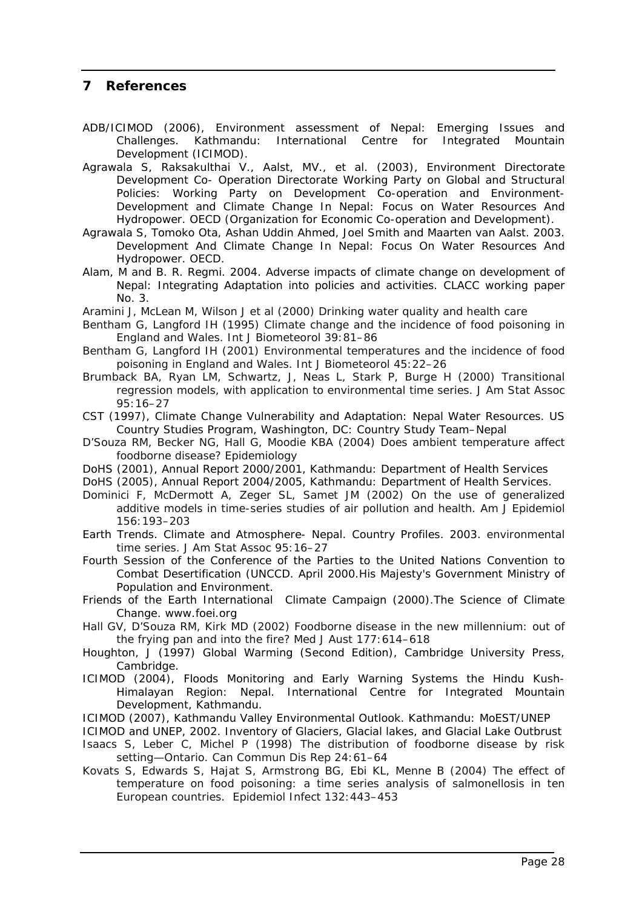## 7 References

ADB/ICIMOD (2006), Environment assessment of Nepal: Emerging Issues and Challenges. Kathmandu: International Centre for Integrated Mountain Development (ICIMOD).

Agrawala S, Raksakulthai V., Aalst, MV., et al. (2003), Environment Directorate Development Co- Operation Directorate Working Party on Global and Structural Policies: Working Party on Development Co-operation and Environment- Development and Climate Change In Nepal: Focus on Water Resources And Hydropower. OECD (Organization for Economic Co-operation and Development).

Agrawala S, Tomoko Ota, Ashan Uddin Ahmed, Joel Smith and Maarten van Aalst. 2003. Development And Climate Change In Nepal: Focus On Water Resources And Hydropower. OECD.

Alam, M and B. R. Regmi. 2004. Adverse impacts of climate change on development of Nepal: Integrating Adaptation into policies and activities. CLACC working paper No. 3.

Aramini J, McLean M, Wilson J et al (2000) Drinking water quality and health care

Bentham G, Langford IH (1995) Climate change and the incidence of food poisoning in England and Wales. Int J Biometeorol 39:81–86

Bentham G, Langford IH (2001) Environmental temperatures and the incidence of food poisoning in England and Wales. Int J Biometeorol 45:22–26

Brumback BA, Ryan LM, Schwartz, J, Neas L, Stark P, Burge H (2000) Transitional regression models, with application to environmental time series. J Am Stat Assoc 95:16–27

CST (1997), Climate Change Vulnerability and Adaptation: Nepal Water Resources. US Country Studies Program, Washington, DC: Country Study Team–Nepal

D'Souza RM, Becker NG, Hall G, Moodie KBA (2004) Does ambient temperature affect foodborne disease? Epidemiology

DoHS (2001), Annual Report 2000/2001, Kathmandu: Department of Health Services

DoHS (2005), Annual Report 2004/2005, Kathmandu: Department of Health Services.

Dominici F, McDermott A, Zeger SL, Samet JM (2002) On the use of generalized additive models in time-series studies of air pollution and health. Am J Epidemiol 156:193–203

Earth Trends. Climate and Atmosphere- Nepal. Country Profiles. 2003. environmental time series. J Am Stat Assoc 95:16–27

Fourth Session of the Conference of the Parties to the United Nations Convention to Combat Desertification (UNCCD. April 2000.His Majesty's Government Ministry of Population and Environment.

Friends of the Earth International Climate Campaign (2000).The Science of Climate Change. www.foei.org

Hall GV, D'Souza RM, Kirk MD (2002) Foodborne disease in the new millennium: out of the frying pan and into the fire? Med J Aust 177:614–618

Houghton, J (1997) Global Warming (Second Edition), Cambridge University Press, Cambridge.

ICIMOD (2004), Floods Monitoring and Early Warning Systems the Hindu Kush-Himalayan Region: Nepal. International Centre for Integrated Mountain Development, Kathmandu.

ICIMOD (2007), Kathmandu Valley Environmental Outlook. Kathmandu: MoEST/UNEP

ICIMOD and UNEP, 2002. Inventory of Glaciers, Glacial lakes, and Glacial Lake Outbrust

Isaacs S, Leber C, Michel P (1998) The distribution of foodborne disease by risk setting—Ontario. Can Commun Dis Rep 24:61–64

Kovats S, Edwards S, Hajat S, Armstrong BG, Ebi KL, Menne B (2004) The effect of temperature on food poisoning: a time series analysis of salmonellosis in ten European countries. Epidemiol Infect 132:443–453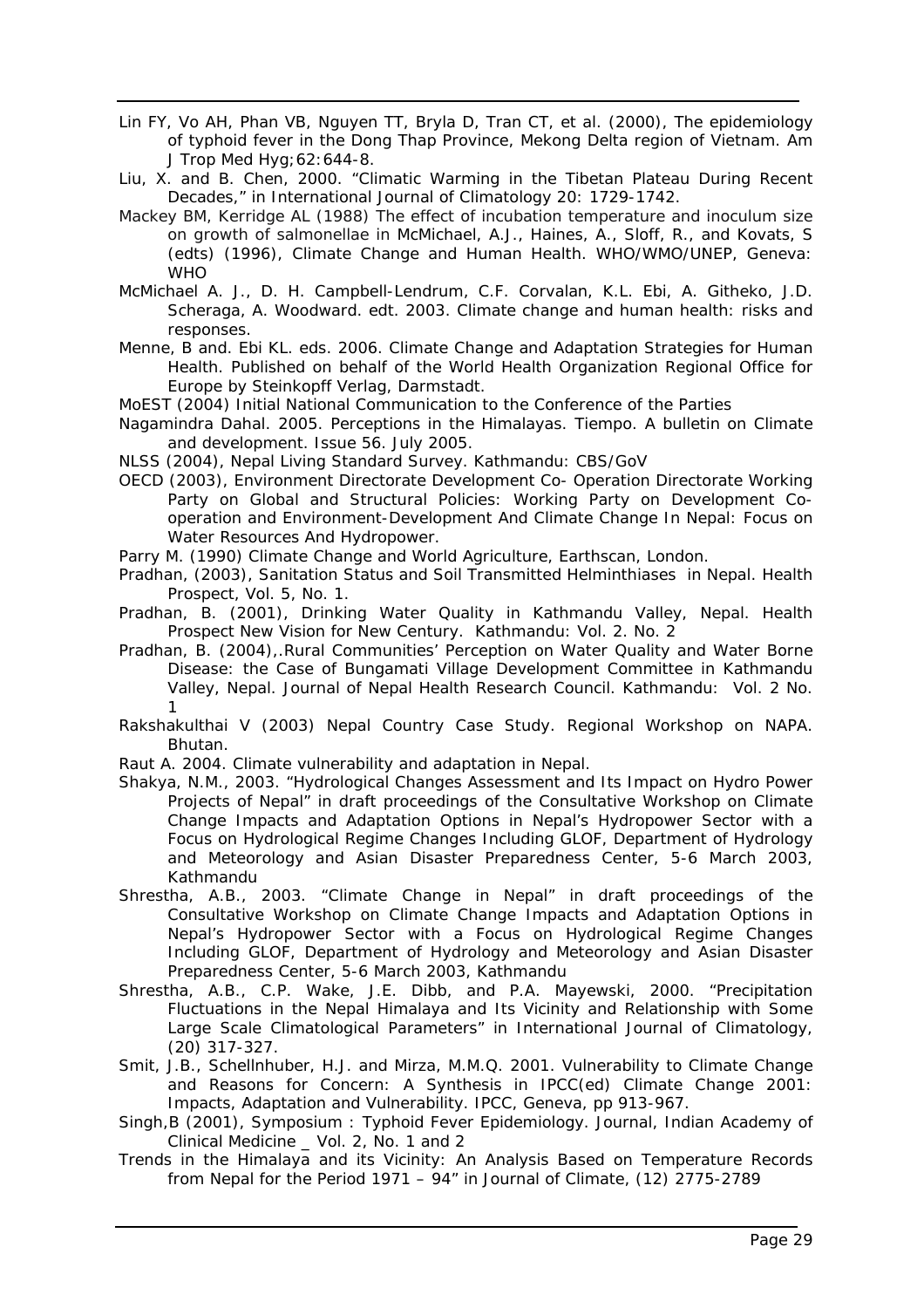Lin FY, Vo AH, Phan VB, Nguyen TT, Bryla D, Tran CT, et al. (2000), The epidemiology of typhoid fever in the Dong Thap Province, Mekong Delta region of Vietnam. Am J Trop Med Hyg;62:644-8.

Liu, X. and B. Chen, 2000. "Climatic Warming in the Tibetan Plateau During Recent Decades," in International Journal of Climatology 20: 1729-1742.

Mackey BM, Kerridge AL (1988) The effect of incubation temperature and inoculum size on growth of salmonellae in McMichael, A.J., Haines, A., Sloff, R., and Kovats, S (edts) (1996), Climate Change and Human Health. WHO/WMO/UNEP, Geneva: WHO

McMichael A. J., D. H. Campbell-Lendrum, C.F. Corvalan, K.L. Ebi, A. Githeko, J.D. Scheraga, A. Woodward. edt. 2003. Climate change and human health: risks and responses.

Menne, B and. Ebi KL. eds. 2006. Climate Change and Adaptation Strategies for Human Health. Published on behalf of the World Health Organization Regional Office for Europe by Steinkopff Verlag, Darmstadt.

MoEST (2004) Initial National Communication to the Conference of the Parties

Nagamindra Dahal. 2005. Perceptions in the Himalayas. Tiempo. A bulletin on Climate and development. Issue 56. July 2005.

NLSS (2004), Nepal Living Standard Survey. Kathmandu: CBS/GoV

OECD (2003), Environment Directorate Development Co- Operation Directorate Working Party on Global and Structural Policies: Working Party on Development Co-operation and Environment-Development And Climate Change In Nepal: Focus on Water Resources And Hydropower.

Parry M. (1990) Climate Change and World Agriculture, Earthscan, London.

Pradhan, (2003), Sanitation Status and Soil Transmitted Helminthiases in Nepal. Health Prospect, Vol. 5, No. 1.

Pradhan, B. (2001), Drinking Water Quality in Kathmandu Valley, Nepal. Health Prospect New Vision for New Century. Kathmandu: Vol. 2. No. 2

Pradhan, B. (2004),.Rural Communities' Perception on Water Quality and Water Borne Disease: the Case of Bungamati Village Development Committee in Kathmandu Valley, Nepal. Journal of Nepal Health Research Council. Kathmandu: Vol. 2 No. 1

Rakshakulthai V (2003) Nepal Country Case Study. Regional Workshop on NAPA. Bhutan.

Raut A. 2004. Climate vulnerability and adaptation in Nepal.

Shakya, N.M., 2003. "Hydrological Changes Assessment and Its Impact on Hydro Power Projects of Nepal" in draft proceedings of the Consultative Workshop on Climate Change Impacts and Adaptation Options in Nepal's Hydropower Sector with a Focus on Hydrological Regime Changes Including GLOF, Department of Hydrology and Meteorology and Asian Disaster Preparedness Center, 5-6 March 2003, Kathmandu

Shrestha, A.B., 2003. "Climate Change in Nepal" in draft proceedings of the Consultative Workshop on Climate Change Impacts and Adaptation Options in Nepal's Hydropower Sector with a Focus on Hydrological Regime Changes Including GLOF, Department of Hydrology and Meteorology and Asian Disaster Preparedness Center, 5-6 March 2003, Kathmandu

Shrestha, A.B., C.P. Wake, J.E. Dibb, and P.A. Mayewski, 2000. "Precipitation Fluctuations in the Nepal Himalaya and Its Vicinity and Relationship with Some Large Scale Climatological Parameters" in International Journal of Climatology, (20) 317-327.

Smit, J.B., Schellnhuber, H.J. and Mirza, M.M.Q. 2001. Vulnerability to Climate Change and Reasons for Concern: A Synthesis in IPCC(ed) Climate Change 2001: Impacts, Adaptation and Vulnerability. IPCC, Geneva, pp 913-967.

Singh,B (2001), Symposium : Typhoid Fever Epidemiology. Journal, Indian Academy of Clinical Medicine _ Vol. 2, No. 1 and 2

Trends in the Himalaya and its Vicinity: An Analysis Based on Temperature Records from Nepal for the Period 1971 – 94" in Journal of Climate, (12) 2775-2789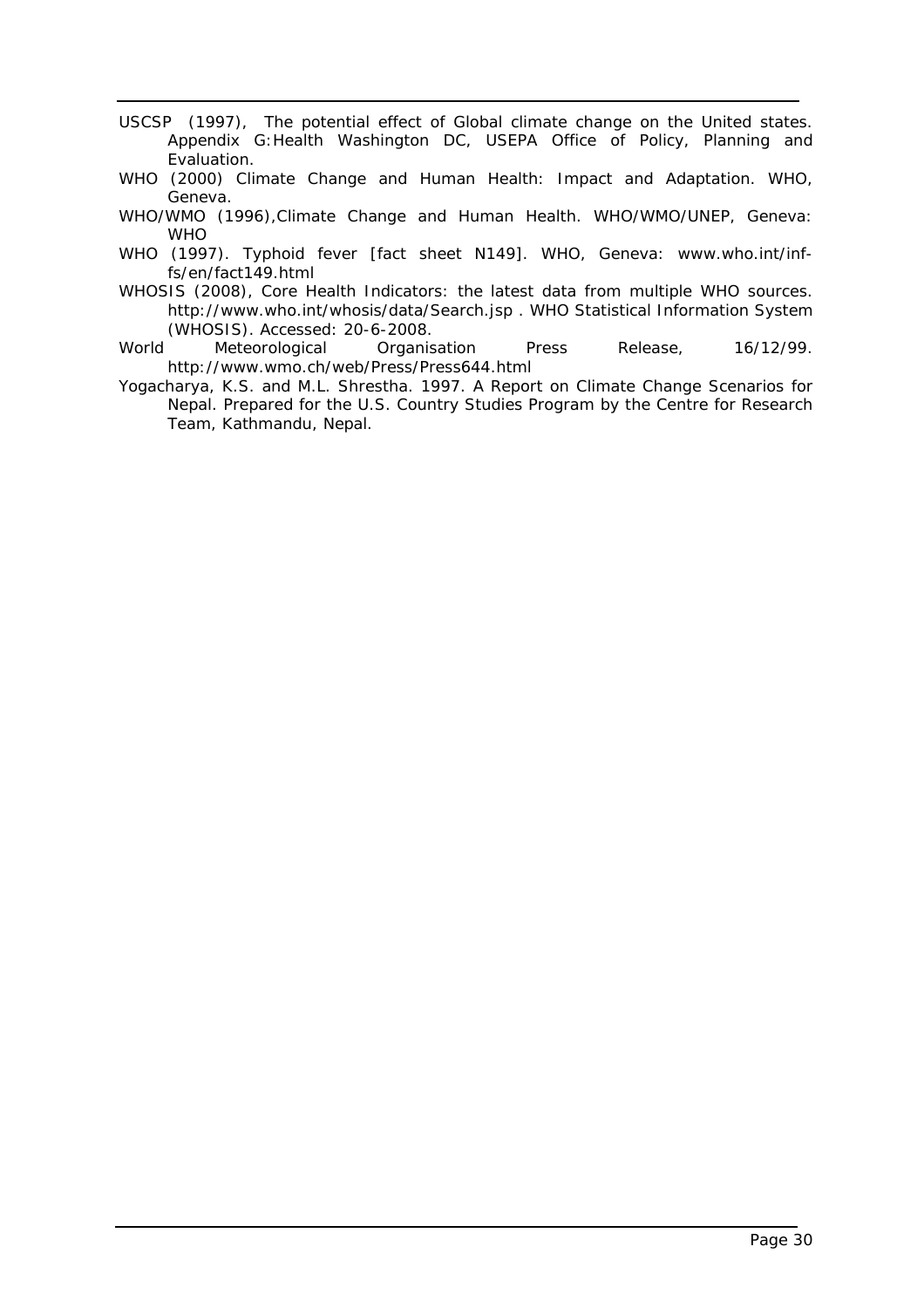USCSP (1997), The potential effect of Global climate change on the United states. Appendix G:Health Washington DC, USEPA Office of Policy, Planning and Evaluation.

WHO (2000) Climate Change and Human Health: Impact and Adaptation. WHO, Geneva.

WHO/WMO (1996),Climate Change and Human Health. WHO/WMO/UNEP, Geneva: WHO

WHO (1997). Typhoid fever [fact sheet N149]. WHO, Geneva: www.who.int/inf-fs/en/fact149.html

WHOSIS (2008), Core Health Indicators: the latest data from multiple WHO sources. http://www.who.int/whosis/data/Search.jsp . WHO Statistical Information System (WHOSIS). Accessed: 20-6-2008.

World Meteorological Organisation Press Release, 16/12/99. http://www.wmo.ch/web/Press/Press644.html

Yogacharya, K.S. and M.L. Shrestha. 1997. A Report on Climate Change Scenarios for Nepal. Prepared for the U.S. Country Studies Program by the Centre for Research Team, Kathmandu, Nepal.